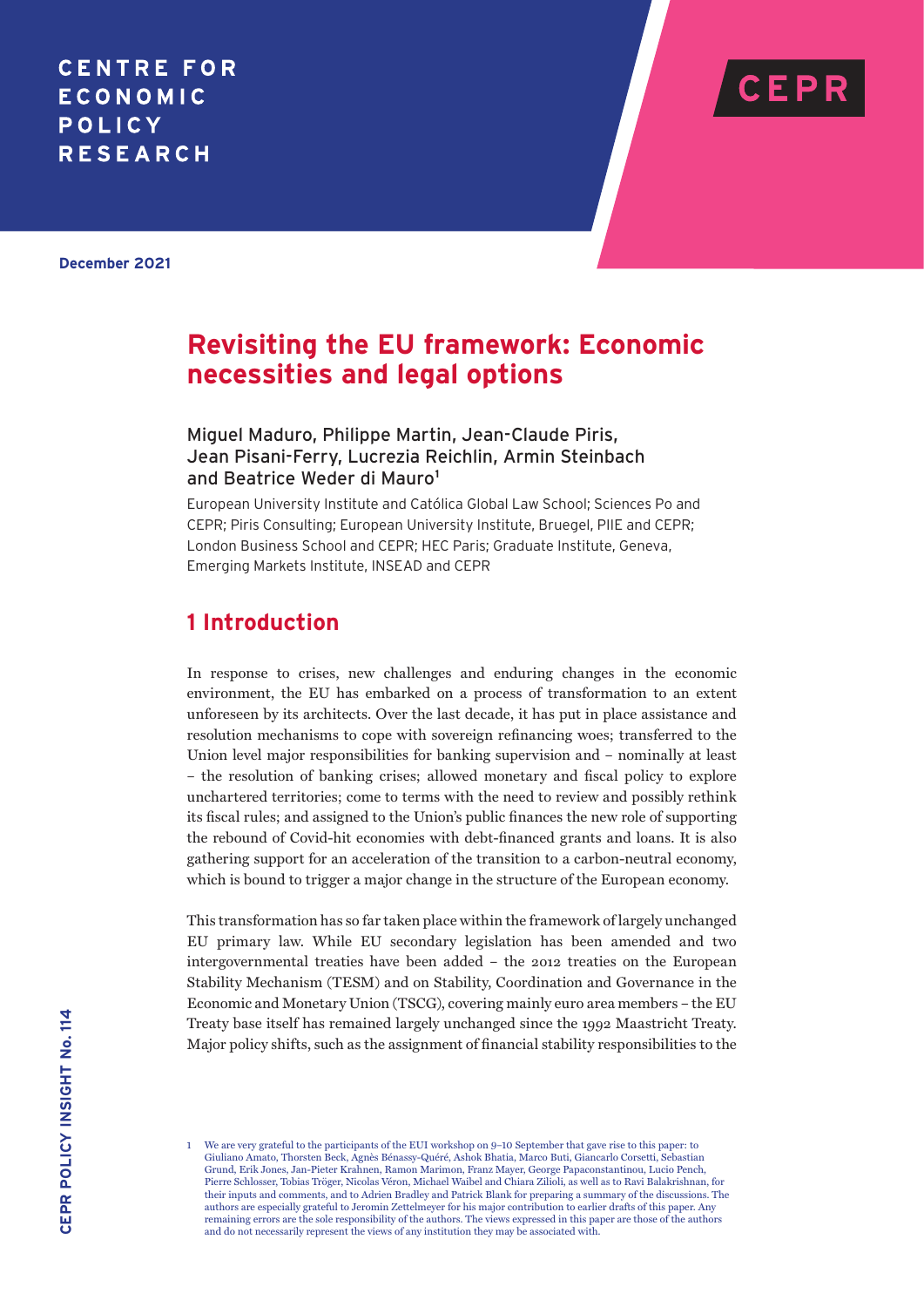CENTRE FOR ECONOMIC POLICY RESEARCH

CEPR

December 2021

# Revisiting the EU framework: Economic necessities and legal options

Miguel Maduro, Philippe Martin, Jean-Claude Piris, Jean Pisani-Ferry, Lucrezia Reichlin, Armin Steinbach and Beatrice Weder di Mauro[1]

European University Institute and Católica Global Law School; Sciences Po and CEPR; Piris Consulting; European University Institute, Bruegel, PIIE and CEPR; London Business School and CEPR; HEC Paris; Graduate Institute, Geneva, Emerging Markets Institute, INSEAD and CEPR

## 1 Introduction

In response to crises, new challenges and enduring changes in the economic environment, the EU has embarked on a process of transformation to an extent unforeseen by its architects. Over the last decade, it has put in place assistance and resolution mechanisms to cope with sovereign refinancing woes; transferred to the Union level major responsibilities for banking supervision and – nominally at least – the resolution of banking crises; allowed monetary and fiscal policy to explore unchartered territories; come to terms with the need to review and possibly rethink its fiscal rules; and assigned to the Union's public finances the new role of supporting the rebound of Covid-hit economies with debt-financed grants and loans. It is also gathering support for an acceleration of the transition to a carbon-neutral economy, which is bound to trigger a major change in the structure of the European economy.

This transformation has so far taken place within the framework of largely unchanged EU primary law. While EU secondary legislation has been amended and two intergovernmental treaties have been added – the 2012 treaties on the European Stability Mechanism (TESM) and on Stability, Coordination and Governance in the Economic and Monetary Union (TSCG), covering mainly euro area members – the EU Treaty base itself has remained largely unchanged since the 1992 Maastricht Treaty. Major policy shifts, such as the assignment of financial stability responsibilities to the

[1] We are very grateful to the participants of the EUI workshop on 9–10 September that gave rise to this paper: to Giuliano Amato, Thorsten Beck, Agnès Bénassy-Quéré, Ashok Bhatia, Marco Buti, Giancarlo Corsetti, Sebastian Grund, Erik Jones, Jan-Pieter Krahnen, Ramon Marimon, Franz Mayer, George Papaconstantinou, Lucio Pench, Pierre Schlosser, Tobias Tröger, Nicolas Véron, Michael Waibel and Chiara Zilioli, as well as to Ravi Balakrishnan, for their inputs and comments, and to Adrien Bradley and Patrick Blank for preparing a summary of the discussions. The authors are especially grateful to Jeromin Zettelmeyer for his major contribution to earlier drafts of this paper. Any remaining errors are the sole responsibility of the authors. The views expressed in this paper are those of the authors and do not necessarily represent the views of any institution they may be associated with.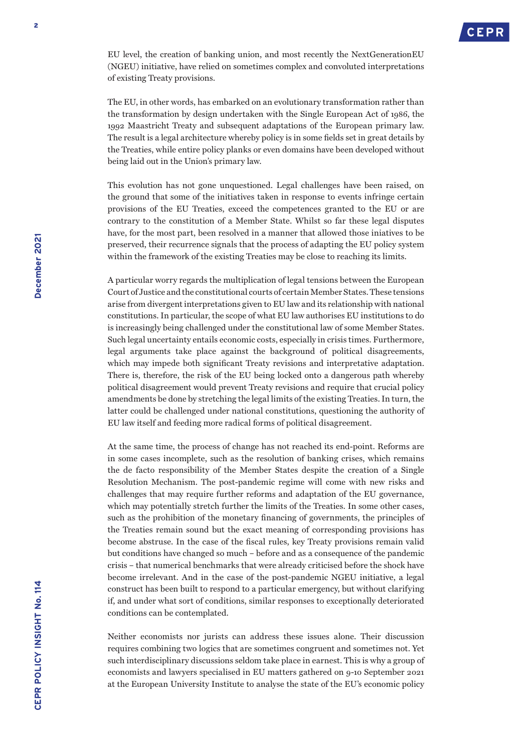EU level, the creation of banking union, and most recently the NextGenerationEU (NGEU) initiative, have relied on sometimes complex and convoluted interpretations of existing Treaty provisions.

The EU, in other words, has embarked on an evolutionary transformation rather than the transformation by design undertaken with the Single European Act of 1986, the 1992 Maastricht Treaty and subsequent adaptations of the European primary law. The result is a legal architecture whereby policy is in some fields set in great details by the Treaties, while entire policy planks or even domains have been developed without being laid out in the Union's primary law.

This evolution has not gone unquestioned. Legal challenges have been raised, on the ground that some of the initiatives taken in response to events infringe certain provisions of the EU Treaties, exceed the competences granted to the EU or are contrary to the constitution of a Member State. Whilst so far these legal disputes have, for the most part, been resolved in a manner that allowed those iniatives to be preserved, their recurrence signals that the process of adapting the EU policy system within the framework of the existing Treaties may be close to reaching its limits.

A particular worry regards the multiplication of legal tensions between the European Court of Justice and the constitutional courts of certain Member States. These tensions arise from divergent interpretations given to EU law and its relationship with national constitutions. In particular, the scope of what EU law authorises EU institutions to do is increasingly being challenged under the constitutional law of some Member States. Such legal uncertainty entails economic costs, especially in crisis times. Furthermore, legal arguments take place against the background of political disagreements, which may impede both significant Treaty revisions and interpretative adaptation. There is, therefore, the risk of the EU being locked onto a dangerous path whereby political disagreement would prevent Treaty revisions and require that crucial policy amendments be done by stretching the legal limits of the existing Treaties. In turn, the latter could be challenged under national constitutions, questioning the authority of EU law itself and feeding more radical forms of political disagreement.

At the same time, the process of change has not reached its end-point. Reforms are in some cases incomplete, such as the resolution of banking crises, which remains the de facto responsibility of the Member States despite the creation of a Single Resolution Mechanism. The post-pandemic regime will come with new risks and challenges that may require further reforms and adaptation of the EU governance, which may potentially stretch further the limits of the Treaties. In some other cases, such as the prohibition of the monetary financing of governments, the principles of the Treaties remain sound but the exact meaning of corresponding provisions has become abstruse. In the case of the fiscal rules, key Treaty provisions remain valid but conditions have changed so much – before and as a consequence of the pandemic crisis – that numerical benchmarks that were already criticised before the shock have become irrelevant. And in the case of the post-pandemic NGEU initiative, a legal construct has been built to respond to a particular emergency, but without clarifying if, and under what sort of conditions, similar responses to exceptionally deteriorated conditions can be contemplated.

Neither economists nor jurists can address these issues alone. Their discussion requires combining two logics that are sometimes congruent and sometimes not. Yet such interdisciplinary discussions seldom take place in earnest. This is why a group of economists and lawyers specialised in EU matters gathered on 9-10 September 2021 at the European University Institute to analyse the state of the EU's economic policy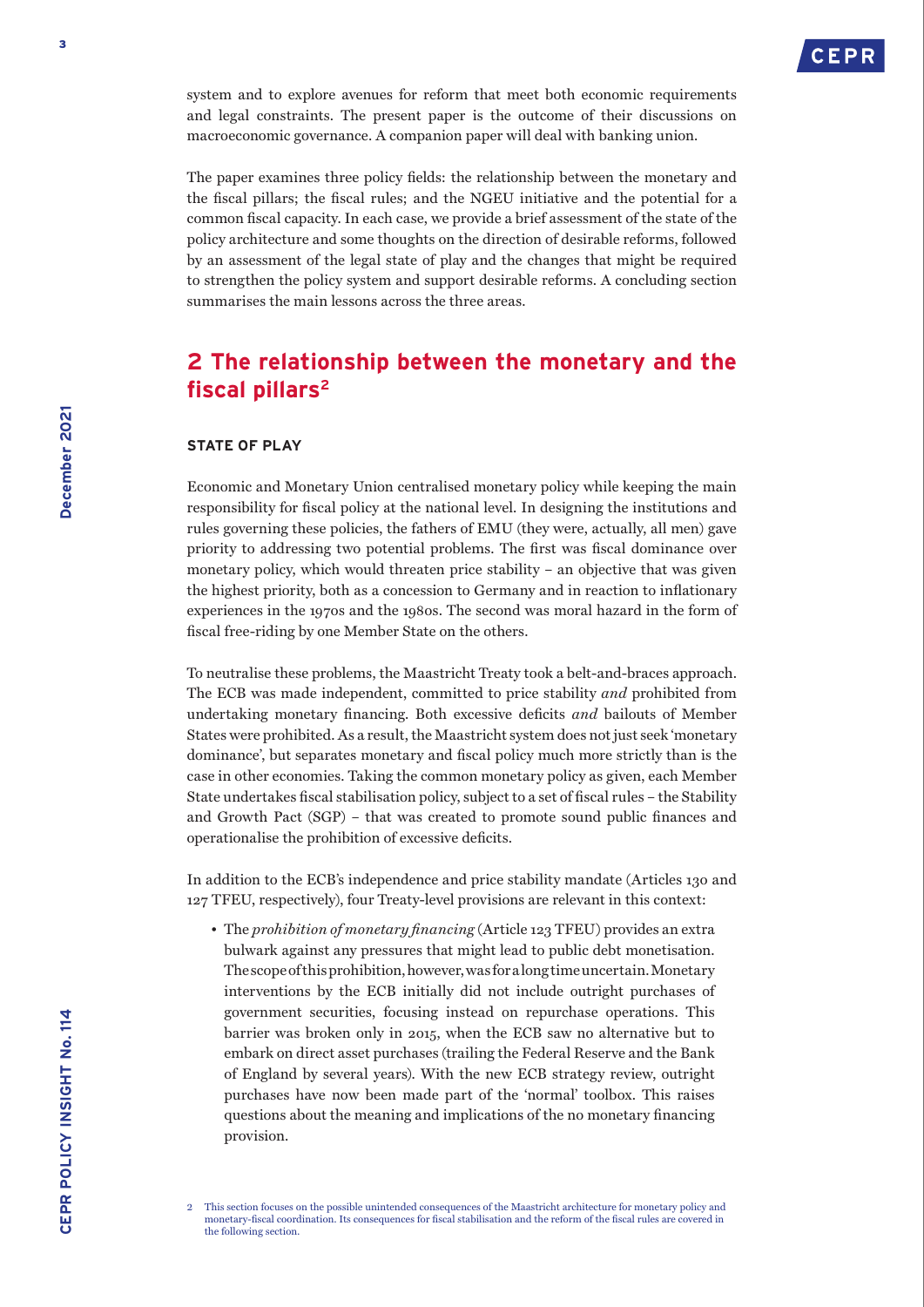system and to explore avenues for reform that meet both economic requirements and legal constraints. The present paper is the outcome of their discussions on macroeconomic governance. A companion paper will deal with banking union.

The paper examines three policy fields: the relationship between the monetary and the fiscal pillars; the fiscal rules; and the NGEU initiative and the potential for a common fiscal capacity. In each case, we provide a brief assessment of the state of the policy architecture and some thoughts on the direction of desirable reforms, followed by an assessment of the legal state of play and the changes that might be required to strengthen the policy system and support desirable reforms. A concluding section summarises the main lessons across the three areas.

## 2 The relationship between the monetary and the fiscal pillars[2]

### STATE OF PLAY

Economic and Monetary Union centralised monetary policy while keeping the main responsibility for fiscal policy at the national level. In designing the institutions and rules governing these policies, the fathers of EMU (they were, actually, all men) gave priority to addressing two potential problems. The first was fiscal dominance over monetary policy, which would threaten price stability – an objective that was given the highest priority, both as a concession to Germany and in reaction to inflationary experiences in the 1970s and the 1980s. The second was moral hazard in the form of fiscal free-riding by one Member State on the others.

To neutralise these problems, the Maastricht Treaty took a belt-and-braces approach. The ECB was made independent, committed to price stability *and* prohibited from undertaking monetary financing. Both excessive deficits *and* bailouts of Member States were prohibited. As a result, the Maastricht system does not just seek 'monetary dominance', but separates monetary and fiscal policy much more strictly than is the case in other economies. Taking the common monetary policy as given, each Member State undertakes fiscal stabilisation policy, subject to a set of fiscal rules – the Stability and Growth Pact (SGP) – that was created to promote sound public finances and operationalise the prohibition of excessive deficits.

In addition to the ECB's independence and price stability mandate (Articles 130 and 127 TFEU, respectively), four Treaty-level provisions are relevant in this context:

- The *prohibition of monetary financing* (Article 123 TFEU) provides an extra bulwark against any pressures that might lead to public debt monetisation. The scope of this prohibition, however, was for a long time uncertain. Monetary interventions by the ECB initially did not include outright purchases of government securities, focusing instead on repurchase operations. This barrier was broken only in 2015, when the ECB saw no alternative but to embark on direct asset purchases (trailing the Federal Reserve and the Bank of England by several years). With the new ECB strategy review, outright purchases have now been made part of the 'normal' toolbox. This raises questions about the meaning and implications of the no monetary financing provision.

[2] This section focuses on the possible unintended consequences of the Maastricht architecture for monetary policy and monetary-fiscal coordination. Its consequences for fiscal stabilisation and the reform of the fiscal rules are covered in the following section.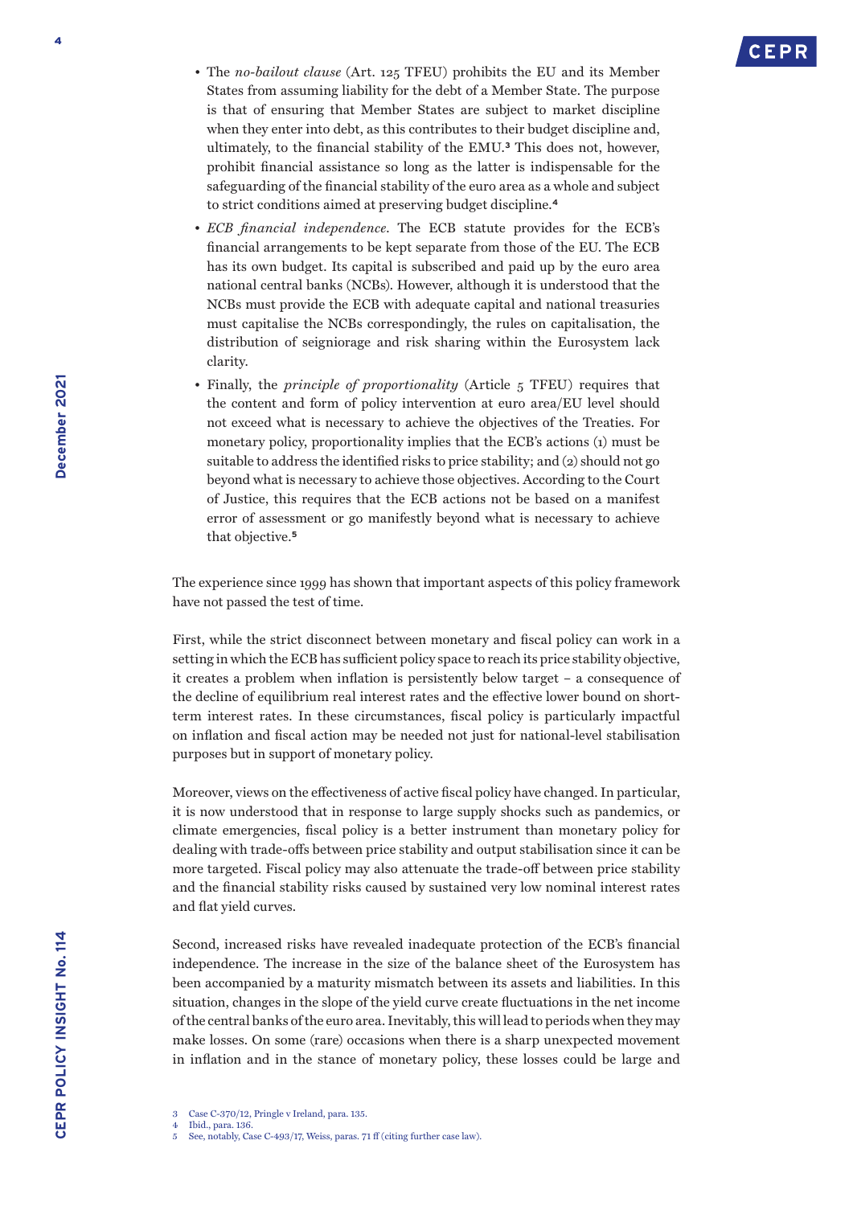- The *no-bailout clause* (Art. 125 TFEU) prohibits the EU and its Member States from assuming liability for the debt of a Member State. The purpose is that of ensuring that Member States are subject to market discipline when they enter into debt, as this contributes to their budget discipline and, ultimately, to the financial stability of the EMU.[3] This does not, however, prohibit financial assistance so long as the latter is indispensable for the safeguarding of the financial stability of the euro area as a whole and subject to strict conditions aimed at preserving budget discipline.[4]
- *ECB financial independence*. The ECB statute provides for the ECB's financial arrangements to be kept separate from those of the EU. The ECB has its own budget. Its capital is subscribed and paid up by the euro area national central banks (NCBs). However, although it is understood that the NCBs must provide the ECB with adequate capital and national treasuries must capitalise the NCBs correspondingly, the rules on capitalisation, the distribution of seigniorage and risk sharing within the Eurosystem lack clarity.
- Finally, the *principle of proportionality* (Article 5 TFEU) requires that the content and form of policy intervention at euro area/EU level should not exceed what is necessary to achieve the objectives of the Treaties. For monetary policy, proportionality implies that the ECB's actions (1) must be suitable to address the identified risks to price stability; and (2) should not go beyond what is necessary to achieve those objectives. According to the Court of Justice, this requires that the ECB actions not be based on a manifest error of assessment or go manifestly beyond what is necessary to achieve that objective.[5]

The experience since 1999 has shown that important aspects of this policy framework have not passed the test of time.

First, while the strict disconnect between monetary and fiscal policy can work in a setting in which the ECB has sufficient policy space to reach its price stability objective, it creates a problem when inflation is persistently below target – a consequence of the decline of equilibrium real interest rates and the effective lower bound on short-term interest rates. In these circumstances, fiscal policy is particularly impactful on inflation and fiscal action may be needed not just for national-level stabilisation purposes but in support of monetary policy.

Moreover, views on the effectiveness of active fiscal policy have changed. In particular, it is now understood that in response to large supply shocks such as pandemics, or climate emergencies, fiscal policy is a better instrument than monetary policy for dealing with trade-offs between price stability and output stabilisation since it can be more targeted. Fiscal policy may also attenuate the trade-off between price stability and the financial stability risks caused by sustained very low nominal interest rates and flat yield curves.

Second, increased risks have revealed inadequate protection of the ECB's financial independence. The increase in the size of the balance sheet of the Eurosystem has been accompanied by a maturity mismatch between its assets and liabilities. In this situation, changes in the slope of the yield curve create fluctuations in the net income of the central banks of the euro area. Inevitably, this will lead to periods when they may make losses. On some (rare) occasions when there is a sharp unexpected movement in inflation and in the stance of monetary policy, these losses could be large and

3 Case C-370/12, Pringle v Ireland, para. 135.
4 Ibid., para. 136.
5 See, notably, Case C-493/17, Weiss, paras. 71 ff (citing further case law).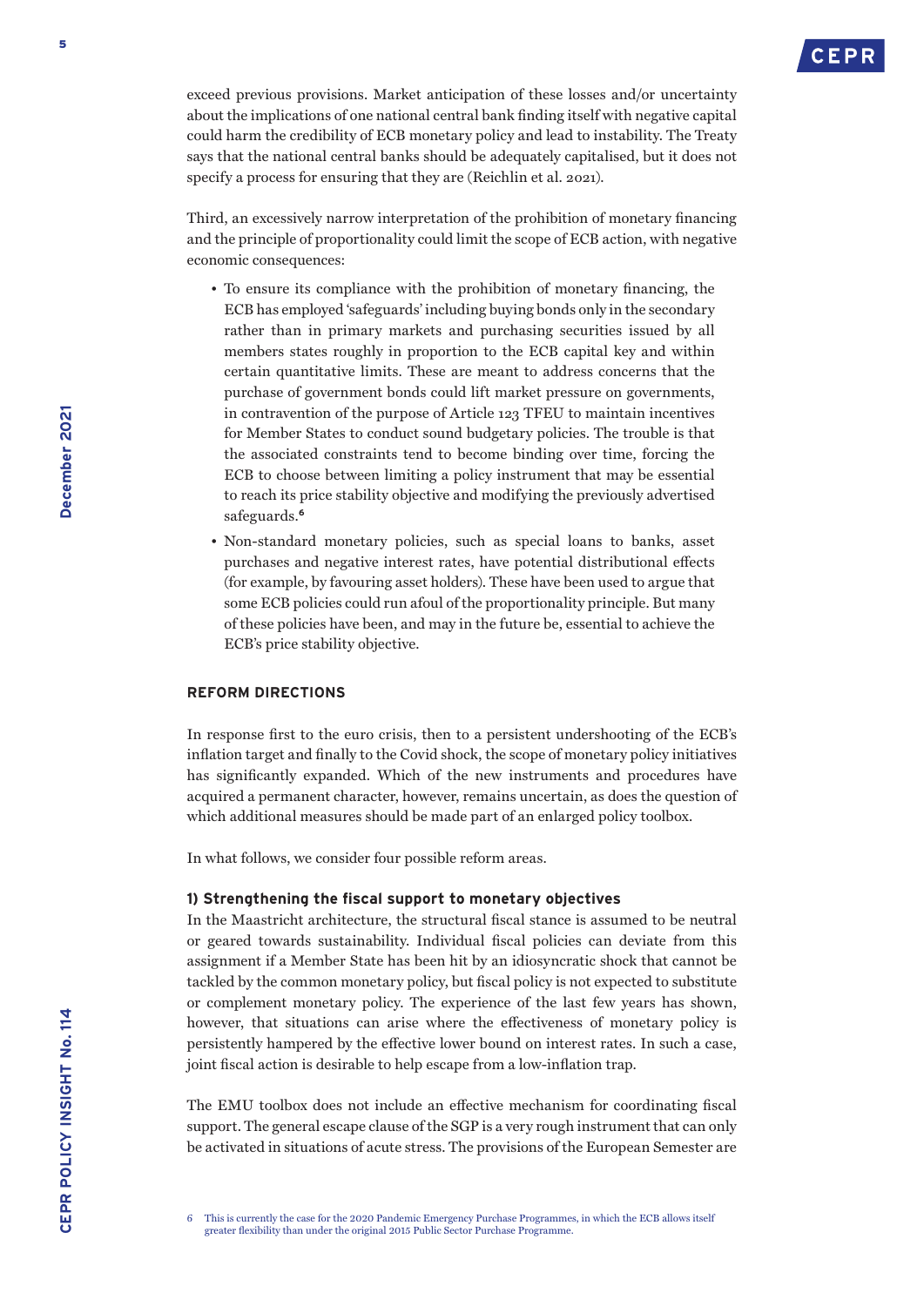exceed previous provisions. Market anticipation of these losses and/or uncertainty about the implications of one national central bank finding itself with negative capital could harm the credibility of ECB monetary policy and lead to instability. The Treaty says that the national central banks should be adequately capitalised, but it does not specify a process for ensuring that they are (Reichlin et al. 2021).

Third, an excessively narrow interpretation of the prohibition of monetary financing and the principle of proportionality could limit the scope of ECB action, with negative economic consequences:

- To ensure its compliance with the prohibition of monetary financing, the ECB has employed 'safeguards' including buying bonds only in the secondary rather than in primary markets and purchasing securities issued by all members states roughly in proportion to the ECB capital key and within certain quantitative limits. These are meant to address concerns that the purchase of government bonds could lift market pressure on governments, in contravention of the purpose of Article 123 TFEU to maintain incentives for Member States to conduct sound budgetary policies. The trouble is that the associated constraints tend to become binding over time, forcing the ECB to choose between limiting a policy instrument that may be essential to reach its price stability objective and modifying the previously advertised safeguards.[6]
- Non-standard monetary policies, such as special loans to banks, asset purchases and negative interest rates, have potential distributional effects (for example, by favouring asset holders). These have been used to argue that some ECB policies could run afoul of the proportionality principle. But many of these policies have been, and may in the future be, essential to achieve the ECB's price stability objective.

## REFORM DIRECTIONS

In response first to the euro crisis, then to a persistent undershooting of the ECB's inflation target and finally to the Covid shock, the scope of monetary policy initiatives has significantly expanded. Which of the new instruments and procedures have acquired a permanent character, however, remains uncertain, as does the question of which additional measures should be made part of an enlarged policy toolbox.

In what follows, we consider four possible reform areas.

### 1) Strengthening the fiscal support to monetary objectives

In the Maastricht architecture, the structural fiscal stance is assumed to be neutral or geared towards sustainability. Individual fiscal policies can deviate from this assignment if a Member State has been hit by an idiosyncratic shock that cannot be tackled by the common monetary policy, but fiscal policy is not expected to substitute or complement monetary policy. The experience of the last few years has shown, however, that situations can arise where the effectiveness of monetary policy is persistently hampered by the effective lower bound on interest rates. In such a case, joint fiscal action is desirable to help escape from a low-inflation trap.

The EMU toolbox does not include an effective mechanism for coordinating fiscal support. The general escape clause of the SGP is a very rough instrument that can only be activated in situations of acute stress. The provisions of the European Semester are

6 This is currently the case for the 2020 Pandemic Emergency Purchase Programmes, in which the ECB allows itself greater flexibility than under the original 2015 Public Sector Purchase Programme.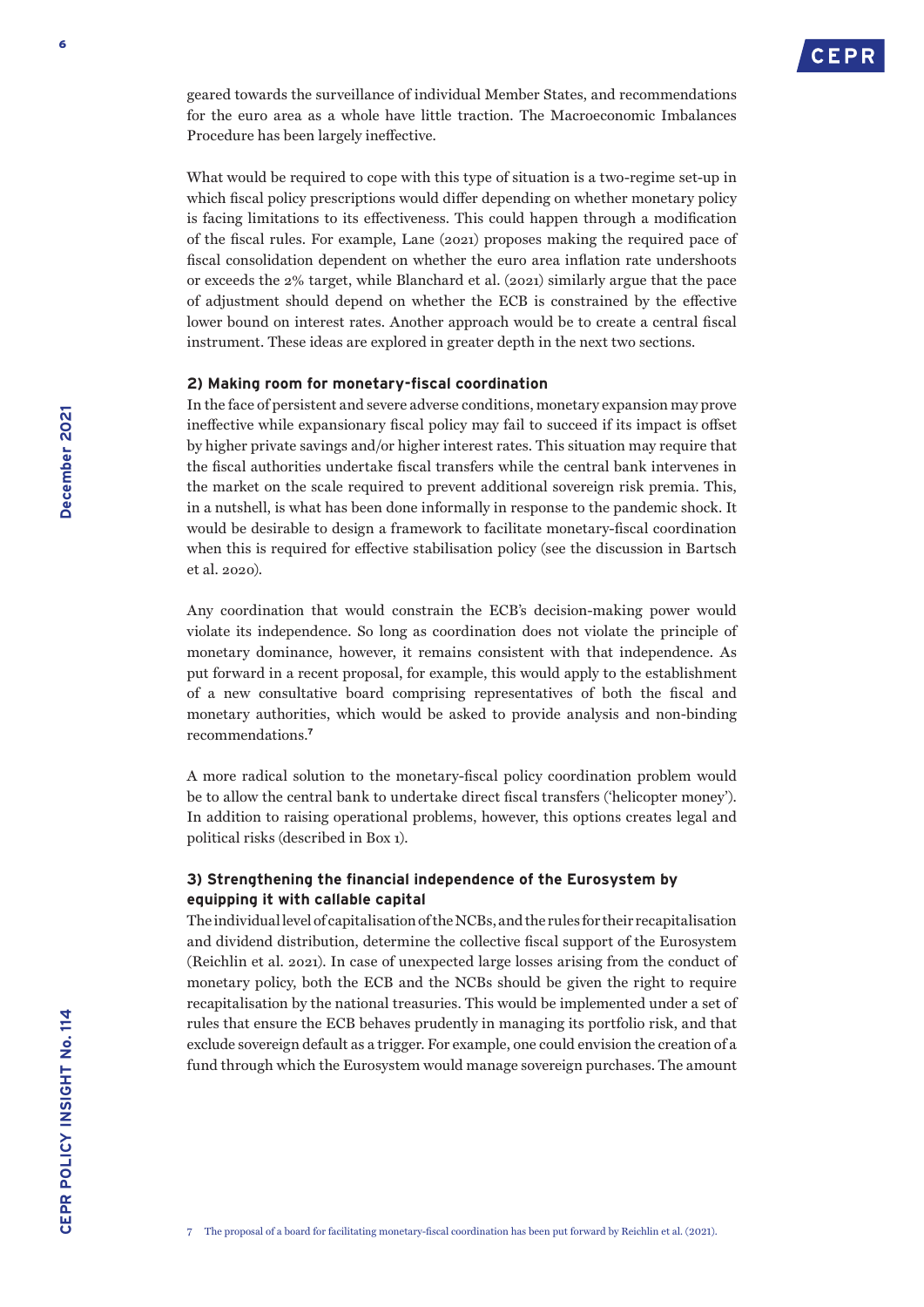geared towards the surveillance of individual Member States, and recommendations for the euro area as a whole have little traction. The Macroeconomic Imbalances Procedure has been largely ineffective.

What would be required to cope with this type of situation is a two-regime set-up in which fiscal policy prescriptions would differ depending on whether monetary policy is facing limitations to its effectiveness. This could happen through a modification of the fiscal rules. For example, Lane (2021) proposes making the required pace of fiscal consolidation dependent on whether the euro area inflation rate undershoots or exceeds the 2% target, while Blanchard et al. (2021) similarly argue that the pace of adjustment should depend on whether the ECB is constrained by the effective lower bound on interest rates. Another approach would be to create a central fiscal instrument. These ideas are explored in greater depth in the next two sections.

### 2) Making room for monetary-fiscal coordination

In the face of persistent and severe adverse conditions, monetary expansion may prove ineffective while expansionary fiscal policy may fail to succeed if its impact is offset by higher private savings and/or higher interest rates. This situation may require that the fiscal authorities undertake fiscal transfers while the central bank intervenes in the market on the scale required to prevent additional sovereign risk premia. This, in a nutshell, is what has been done informally in response to the pandemic shock. It would be desirable to design a framework to facilitate monetary-fiscal coordination when this is required for effective stabilisation policy (see the discussion in Bartsch et al. 2020).

Any coordination that would constrain the ECB's decision-making power would violate its independence. So long as coordination does not violate the principle of monetary dominance, however, it remains consistent with that independence. As put forward in a recent proposal, for example, this would apply to the establishment of a new consultative board comprising representatives of both the fiscal and monetary authorities, which would be asked to provide analysis and non-binding recommendations.[7]

A more radical solution to the monetary-fiscal policy coordination problem would be to allow the central bank to undertake direct fiscal transfers ('helicopter money'). In addition to raising operational problems, however, this options creates legal and political risks (described in Box 1).

### 3) Strengthening the financial independence of the Eurosystem by equipping it with callable capital

The individual level of capitalisation of the NCBs, and the rules for their recapitalisation and dividend distribution, determine the collective fiscal support of the Eurosystem (Reichlin et al. 2021). In case of unexpected large losses arising from the conduct of monetary policy, both the ECB and the NCBs should be given the right to require recapitalisation by the national treasuries. This would be implemented under a set of rules that ensure the ECB behaves prudently in managing its portfolio risk, and that exclude sovereign default as a trigger. For example, one could envision the creation of a fund through which the Eurosystem would manage sovereign purchases. The amount

7 The proposal of a board for facilitating monetary-fiscal coordination has been put forward by Reichlin et al. (2021).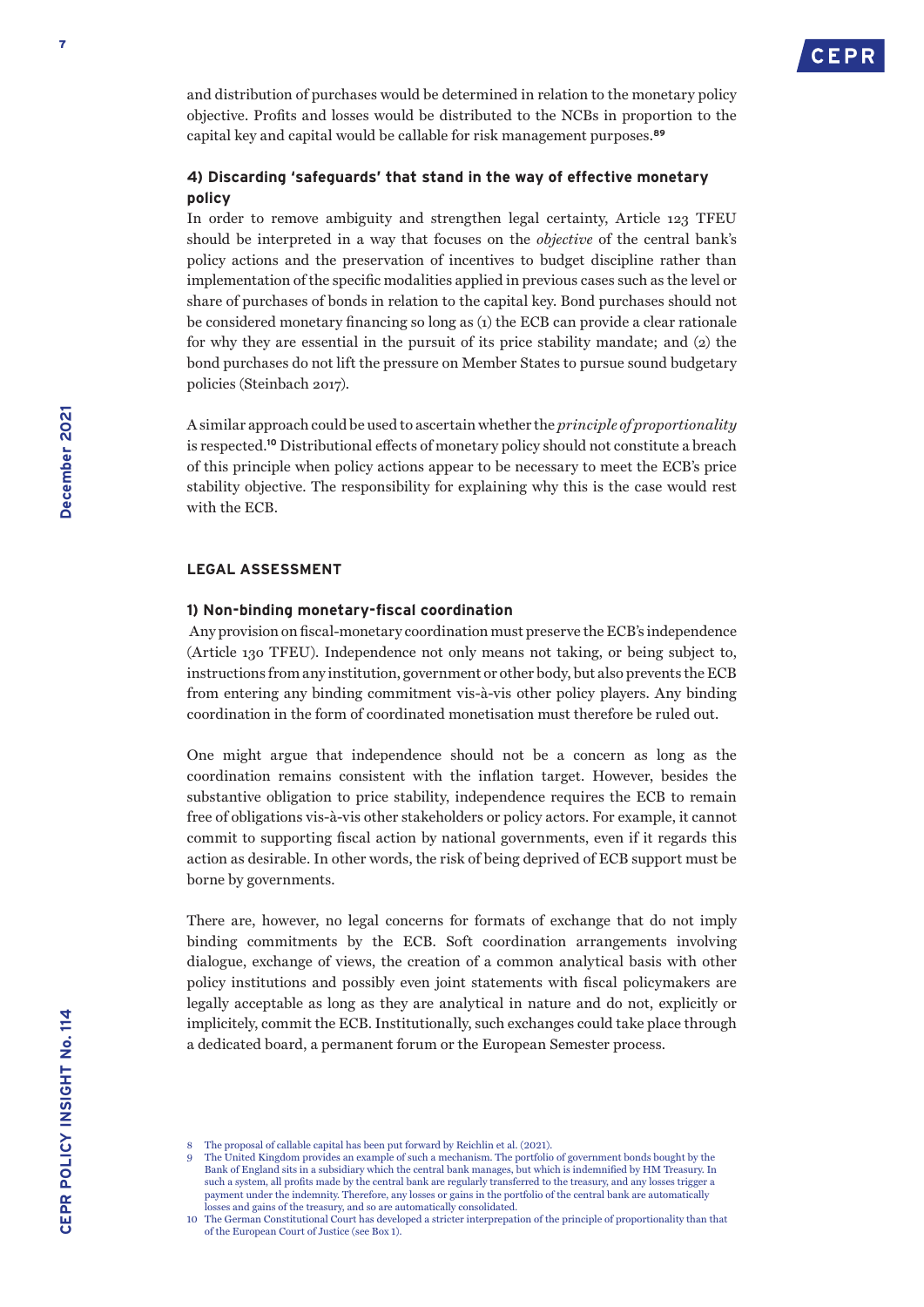and distribution of purchases would be determined in relation to the monetary policy objective. Profits and losses would be distributed to the NCBs in proportion to the capital key and capital would be callable for risk management purposes.[8,9]

#### 4) Discarding 'safeguards' that stand in the way of effective monetary policy

In order to remove ambiguity and strengthen legal certainty, Article 123 TFEU should be interpreted in a way that focuses on the *objective* of the central bank's policy actions and the preservation of incentives to budget discipline rather than implementation of the specific modalities applied in previous cases such as the level or share of purchases of bonds in relation to the capital key. Bond purchases should not be considered monetary financing so long as (1) the ECB can provide a clear rationale for why they are essential in the pursuit of its price stability mandate; and (2) the bond purchases do not lift the pressure on Member States to pursue sound budgetary policies (Steinbach 2017).

A similar approach could be used to ascertain whether the *principle of proportionality* is respected.[10] Distributional effects of monetary policy should not constitute a breach of this principle when policy actions appear to be necessary to meet the ECB's price stability objective. The responsibility for explaining why this is the case would rest with the ECB.

### LEGAL ASSESSMENT

#### 1) Non-binding monetary-fiscal coordination

Any provision on fiscal-monetary coordination must preserve the ECB's independence (Article 130 TFEU). Independence not only means not taking, or being subject to, instructions from any institution, government or other body, but also prevents the ECB from entering any binding commitment vis-à-vis other policy players. Any binding coordination in the form of coordinated monetisation must therefore be ruled out.

One might argue that independence should not be a concern as long as the coordination remains consistent with the inflation target. However, besides the substantive obligation to price stability, independence requires the ECB to remain free of obligations vis-à-vis other stakeholders or policy actors. For example, it cannot commit to supporting fiscal action by national governments, even if it regards this action as desirable. In other words, the risk of being deprived of ECB support must be borne by governments.

There are, however, no legal concerns for formats of exchange that do not imply binding commitments by the ECB. Soft coordination arrangements involving dialogue, exchange of views, the creation of a common analytical basis with other policy institutions and possibly even joint statements with fiscal policymakers are legally acceptable as long as they are analytical in nature and do not, explicitly or implicitly, commit the ECB. Institutionally, such exchanges could take place through a dedicated board, a permanent forum or the European Semester process.

---

8 The proposal of callable capital has been put forward by Reichlin et al. (2021).

9 The United Kingdom provides an example of such a mechanism. The portfolio of government bonds bought by the Bank of England sits in a subsidiary which the central bank manages, but which is indemnified by HM Treasury. In such a system, all profits made by the central bank are regularly transferred to the treasury, and any losses trigger a payment under the indemnity. Therefore, any losses or gains in the portfolio of the central bank are automatically losses and gains of the treasury, and so are automatically consolidated.

10 The German Constitutional Court has developed a stricter interprepation of the principle of proportionality than that of the European Court of Justice (see Box 1).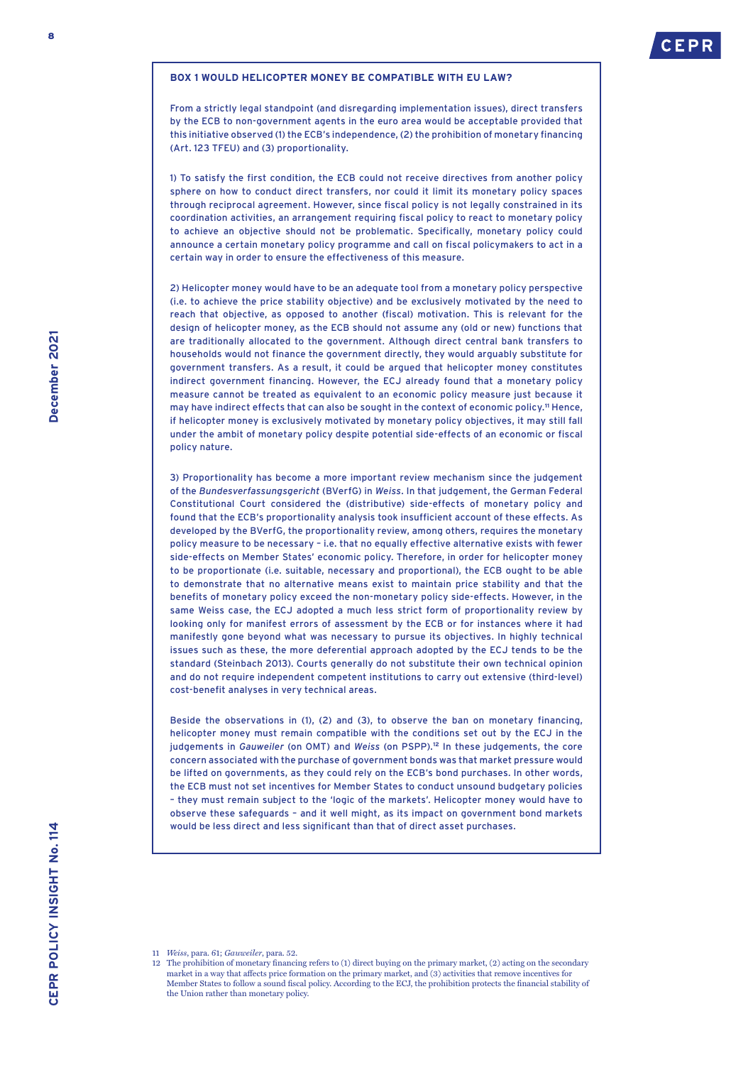### BOX 1 WOULD HELICOPTER MONEY BE COMPATIBLE WITH EU LAW?

From a strictly legal standpoint (and disregarding implementation issues), direct transfers by the ECB to non-government agents in the euro area would be acceptable provided that this initiative observed (1) the ECB's independence, (2) the prohibition of monetary financing (Art. 123 TFEU) and (3) proportionality.

1) To satisfy the first condition, the ECB could not receive directives from another policy sphere on how to conduct direct transfers, nor could it limit its monetary policy spaces through reciprocal agreement. However, since fiscal policy is not legally constrained in its coordination activities, an arrangement requiring fiscal policy to react to monetary policy to achieve an objective should not be problematic. Specifically, monetary policy could announce a certain monetary policy programme and call on fiscal policymakers to act in a certain way in order to ensure the effectiveness of this measure.

2) Helicopter money would have to be an adequate tool from a monetary policy perspective (i.e. to achieve the price stability objective) and be exclusively motivated by the need to reach that objective, as opposed to another (fiscal) motivation. This is relevant for the design of helicopter money, as the ECB should not assume any (old or new) functions that are traditionally allocated to the government. Although direct central bank transfers to households would not finance the government directly, they would arguably substitute for government transfers. As a result, it could be argued that helicopter money constitutes indirect government financing. However, the ECJ already found that a monetary policy measure cannot be treated as equivalent to an economic policy measure just because it may have indirect effects that can also be sought in the context of economic policy.[11] Hence, if helicopter money is exclusively motivated by monetary policy objectives, it may still fall under the ambit of monetary policy despite potential side-effects of an economic or fiscal policy nature.

3) Proportionality has become a more important review mechanism since the judgement of the *Bundesverfassungsgericht* (BVerfG) in *Weiss*. In that judgement, the German Federal Constitutional Court considered the (distributive) side-effects of monetary policy and found that the ECB's proportionality analysis took insufficient account of these effects. As developed by the BVerfG, the proportionality review, among others, requires the monetary policy measure to be necessary – i.e. that no equally effective alternative exists with fewer side-effects on Member States' economic policy. Therefore, in order for helicopter money to be proportionate (i.e. suitable, necessary and proportional), the ECB ought to be able to demonstrate that no alternative means exist to maintain price stability and that the benefits of monetary policy exceed the non-monetary policy side-effects. However, in the same Weiss case, the ECJ adopted a much less strict form of proportionality review by looking only for manifest errors of assessment by the ECB or for instances where it had manifestly gone beyond what was necessary to pursue its objectives. In highly technical issues such as these, the more deferential approach adopted by the ECJ tends to be the standard (Steinbach 2013). Courts generally do not substitute their own technical opinion and do not require independent competent institutions to carry out extensive (third-level) cost-benefit analyses in very technical areas.

Beside the observations in (1), (2) and (3), to observe the ban on monetary financing, helicopter money must remain compatible with the conditions set out by the ECJ in the judgements in *Gauweiler* (on OMT) and *Weiss* (on PSPP).[12] In these judgements, the core concern associated with the purchase of government bonds was that market pressure would be lifted on governments, as they could rely on the ECB's bond purchases. In other words, the ECB must not set incentives for Member States to conduct unsound budgetary policies – they must remain subject to the 'logic of the markets'. Helicopter money would have to observe these safeguards – and it well might, as its impact on government bond markets would be less direct and less significant than that of direct asset purchases.

---

11 *Weiss*, para. 61; *Gauweiler*, para. 52.

12 The prohibition of monetary financing refers to (1) direct buying on the primary market, (2) acting on the secondary market in a way that affects price formation on the primary market, and (3) activities that remove incentives for Member States to follow a sound fiscal policy. According to the ECJ, the prohibition protects the financial stability of the Union rather than monetary policy.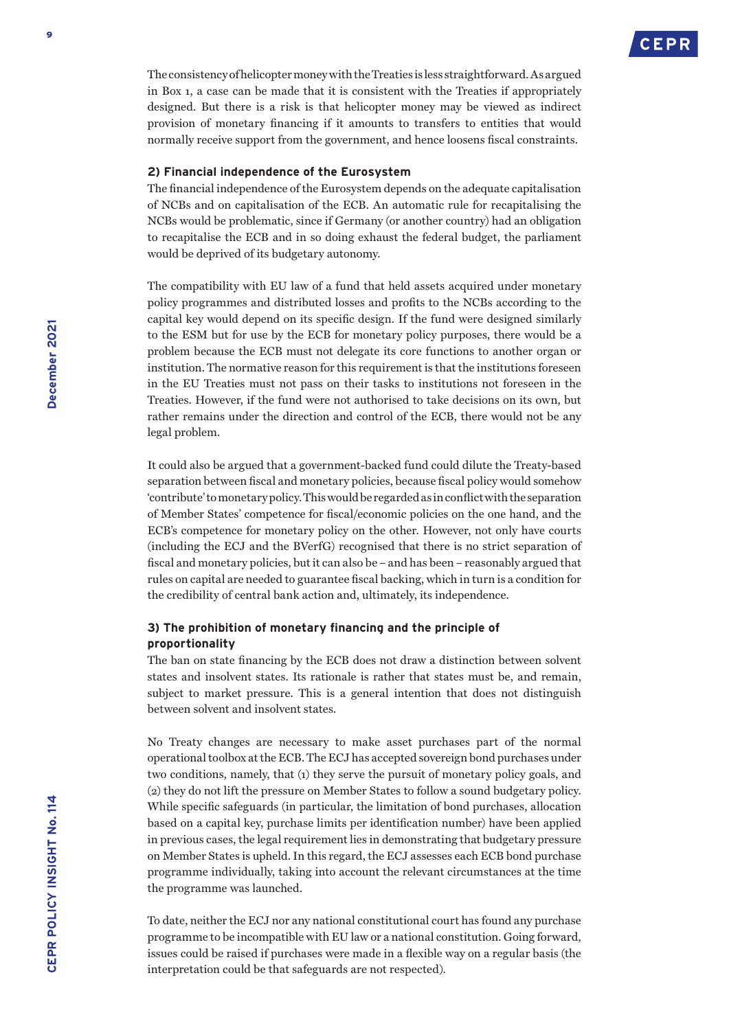The consistency of helicopter money with the Treaties is less straightforward. As argued in Box 1, a case can be made that it is consistent with the Treaties if appropriately designed. But there is a risk is that helicopter money may be viewed as indirect provision of monetary financing if it amounts to transfers to entities that would normally receive support from the government, and hence loosens fiscal constraints.

#### 2) Financial independence of the Eurosystem

The financial independence of the Eurosystem depends on the adequate capitalisation of NCBs and on capitalisation of the ECB. An automatic rule for recapitalising the NCBs would be problematic, since if Germany (or another country) had an obligation to recapitalise the ECB and in so doing exhaust the federal budget, the parliament would be deprived of its budgetary autonomy.

The compatibility with EU law of a fund that held assets acquired under monetary policy programmes and distributed losses and profits to the NCBs according to the capital key would depend on its specific design. If the fund were designed similarly to the ESM but for use by the ECB for monetary policy purposes, there would be a problem because the ECB must not delegate its core functions to another organ or institution. The normative reason for this requirement is that the institutions foreseen in the EU Treaties must not pass on their tasks to institutions not foreseen in the Treaties. However, if the fund were not authorised to take decisions on its own, but rather remains under the direction and control of the ECB, there would not be any legal problem.

It could also be argued that a government-backed fund could dilute the Treaty-based separation between fiscal and monetary policies, because fiscal policy would somehow 'contribute' to monetary policy. This would be regarded as in conflict with the separation of Member States' competence for fiscal/economic policies on the one hand, and the ECB's competence for monetary policy on the other. However, not only have courts (including the ECJ and the BVerfG) recognised that there is no strict separation of fiscal and monetary policies, but it can also be – and has been – reasonably argued that rules on capital are needed to guarantee fiscal backing, which in turn is a condition for the credibility of central bank action and, ultimately, its independence.

#### 3) The prohibition of monetary financing and the principle of proportionality

The ban on state financing by the ECB does not draw a distinction between solvent states and insolvent states. Its rationale is rather that states must be, and remain, subject to market pressure. This is a general intention that does not distinguish between solvent and insolvent states.

No Treaty changes are necessary to make asset purchases part of the normal operational toolbox at the ECB. The ECJ has accepted sovereign bond purchases under two conditions, namely, that (1) they serve the pursuit of monetary policy goals, and (2) they do not lift the pressure on Member States to follow a sound budgetary policy. While specific safeguards (in particular, the limitation of bond purchases, allocation based on a capital key, purchase limits per identification number) have been applied in previous cases, the legal requirement lies in demonstrating that budgetary pressure on Member States is upheld. In this regard, the ECJ assesses each ECB bond purchase programme individually, taking into account the relevant circumstances at the time the programme was launched.

To date, neither the ECJ nor any national constitutional court has found any purchase programme to be incompatible with EU law or a national constitution. Going forward, issues could be raised if purchases were made in a flexible way on a regular basis (the interpretation could be that safeguards are not respected).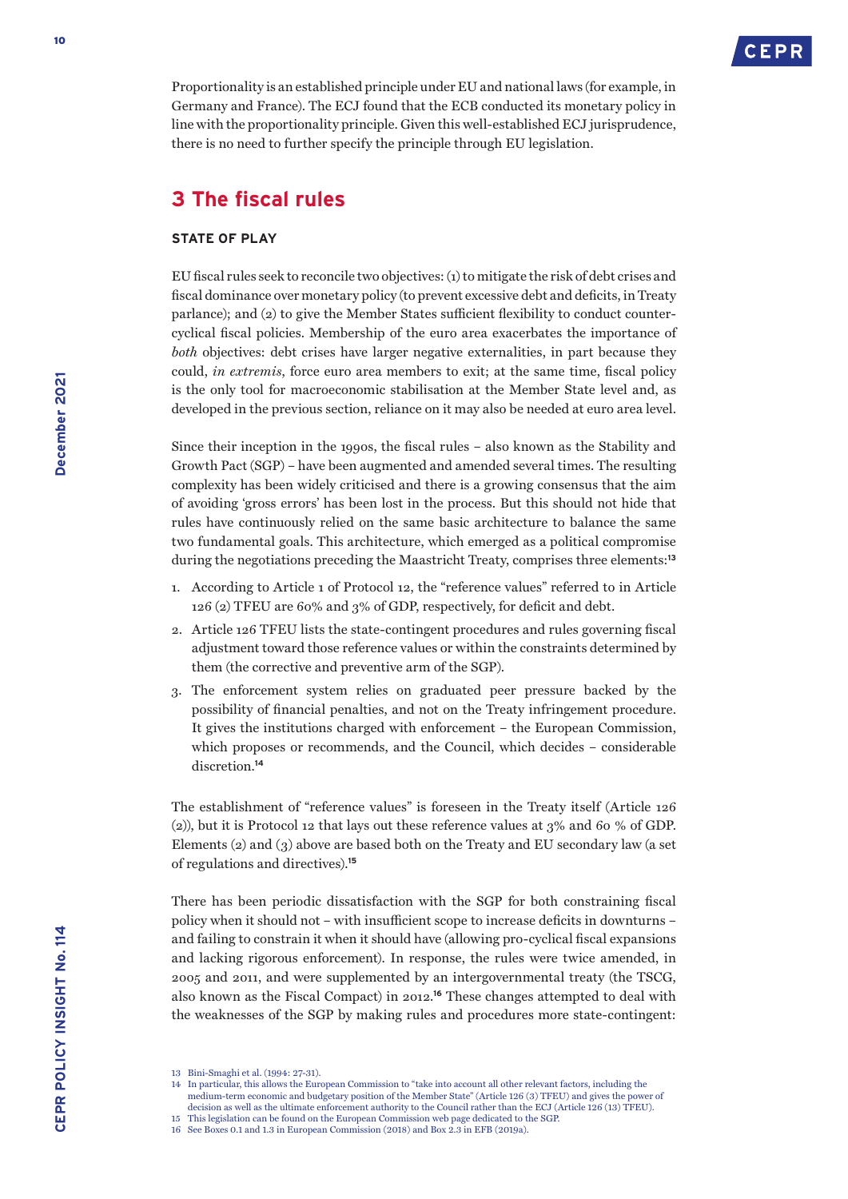Proportionality is an established principle under EU and national laws (for example, in Germany and France). The ECJ found that the ECB conducted its monetary policy in line with the proportionality principle. Given this well-established ECJ jurisprudence, there is no need to further specify the principle through EU legislation.

## 3 The fiscal rules

### STATE OF PLAY

EU fiscal rules seek to reconcile two objectives: (1) to mitigate the risk of debt crises and fiscal dominance over monetary policy (to prevent excessive debt and deficits, in Treaty parlance); and (2) to give the Member States sufficient flexibility to conduct counter-cyclical fiscal policies. Membership of the euro area exacerbates the importance of *both* objectives: debt crises have larger negative externalities, in part because they could, *in extremis*, force euro area members to exit; at the same time, fiscal policy is the only tool for macroeconomic stabilisation at the Member State level and, as developed in the previous section, reliance on it may also be needed at euro area level.

Since their inception in the 1990s, the fiscal rules – also known as the Stability and Growth Pact (SGP) – have been augmented and amended several times. The resulting complexity has been widely criticised and there is a growing consensus that the aim of avoiding 'gross errors' has been lost in the process. But this should not hide that rules have continuously relied on the same basic architecture to balance the same two fundamental goals. This architecture, which emerged as a political compromise during the negotiations preceding the Maastricht Treaty, comprises three elements:[13]

1. According to Article 1 of Protocol 12, the "reference values" referred to in Article 126 (2) TFEU are 60% and 3% of GDP, respectively, for deficit and debt.
2. Article 126 TFEU lists the state-contingent procedures and rules governing fiscal adjustment toward those reference values or within the constraints determined by them (the corrective and preventive arm of the SGP).
3. The enforcement system relies on graduated peer pressure backed by the possibility of financial penalties, and not on the Treaty infringement procedure. It gives the institutions charged with enforcement – the European Commission, which proposes or recommends, and the Council, which decides – considerable discretion.[14]

The establishment of "reference values" is foreseen in the Treaty itself (Article 126 (2)), but it is Protocol 12 that lays out these reference values at 3% and 60 % of GDP. Elements (2) and (3) above are based both on the Treaty and EU secondary law (a set of regulations and directives).[15]

There has been periodic dissatisfaction with the SGP for both constraining fiscal policy when it should not – with insufficient scope to increase deficits in downturns – and failing to constrain it when it should have (allowing pro-cyclical fiscal expansions and lacking rigorous enforcement). In response, the rules were twice amended, in 2005 and 2011, and were supplemented by an intergovernmental treaty (the TSCG, also known as the Fiscal Compact) in 2012.[16] These changes attempted to deal with the weaknesses of the SGP by making rules and procedures more state-contingent:

---

13 Bini-Smaghi et al. (1994: 27-31).

14 In particular, this allows the European Commission to "take into account all other relevant factors, including the medium-term economic and budgetary position of the Member State" (Article 126 (3) TFEU) and gives the power of decision as well as the ultimate enforcement authority to the Council rather than the ECJ (Article 126 (13) TFEU).

15 This legislation can be found on the European Commission web page dedicated to the SGP.

16 See Boxes 0.1 and 1.3 in European Commission (2018) and Box 2.3 in EFB (2019a).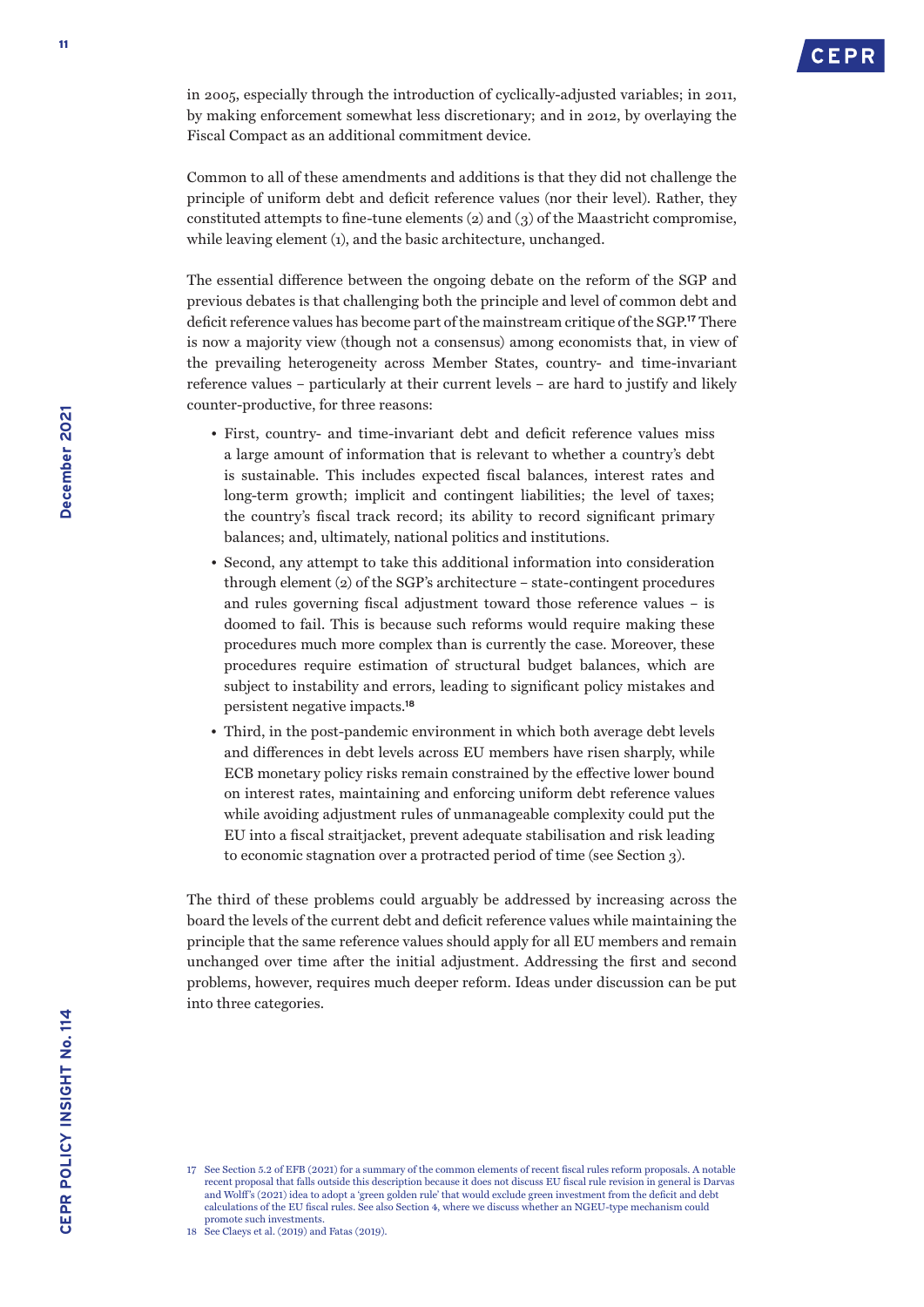in 2005, especially through the introduction of cyclically-adjusted variables; in 2011, by making enforcement somewhat less discretionary; and in 2012, by overlaying the Fiscal Compact as an additional commitment device.

Common to all of these amendments and additions is that they did not challenge the principle of uniform debt and deficit reference values (nor their level). Rather, they constituted attempts to fine-tune elements (2) and (3) of the Maastricht compromise, while leaving element (1), and the basic architecture, unchanged.

The essential difference between the ongoing debate on the reform of the SGP and previous debates is that challenging both the principle and level of common debt and deficit reference values has become part of the mainstream critique of the SGP.[17] There is now a majority view (though not a consensus) among economists that, in view of the prevailing heterogeneity across Member States, country- and time-invariant reference values – particularly at their current levels – are hard to justify and likely counter-productive, for three reasons:

- First, country- and time-invariant debt and deficit reference values miss a large amount of information that is relevant to whether a country's debt is sustainable. This includes expected fiscal balances, interest rates and long-term growth; implicit and contingent liabilities; the level of taxes; the country's fiscal track record; its ability to record significant primary balances; and, ultimately, national politics and institutions.
- Second, any attempt to take this additional information into consideration through element (2) of the SGP's architecture – state-contingent procedures and rules governing fiscal adjustment toward those reference values – is doomed to fail. This is because such reforms would require making these procedures much more complex than is currently the case. Moreover, these procedures require estimation of structural budget balances, which are subject to instability and errors, leading to significant policy mistakes and persistent negative impacts.[18]
- Third, in the post-pandemic environment in which both average debt levels and differences in debt levels across EU members have risen sharply, while ECB monetary policy risks remain constrained by the effective lower bound on interest rates, maintaining and enforcing uniform debt reference values while avoiding adjustment rules of unmanageable complexity could put the EU into a fiscal straitjacket, prevent adequate stabilisation and risk leading to economic stagnation over a protracted period of time (see Section 3).

The third of these problems could arguably be addressed by increasing across the board the levels of the current debt and deficit reference values while maintaining the principle that the same reference values should apply for all EU members and remain unchanged over time after the initial adjustment. Addressing the first and second problems, however, requires much deeper reform. Ideas under discussion can be put into three categories.

17 See Section 5.2 of EFB (2021) for a summary of the common elements of recent fiscal rules reform proposals. A notable recent proposal that falls outside this description because it does not discuss EU fiscal rule revision in general is Darvas and Wolff's (2021) idea to adopt a 'green golden rule' that would exclude green investment from the deficit and debt calculations of the EU fiscal rules. See also Section 4, where we discuss whether an NGEU-type mechanism could promote such investments.

18 See Claeys et al. (2019) and Fatas (2019).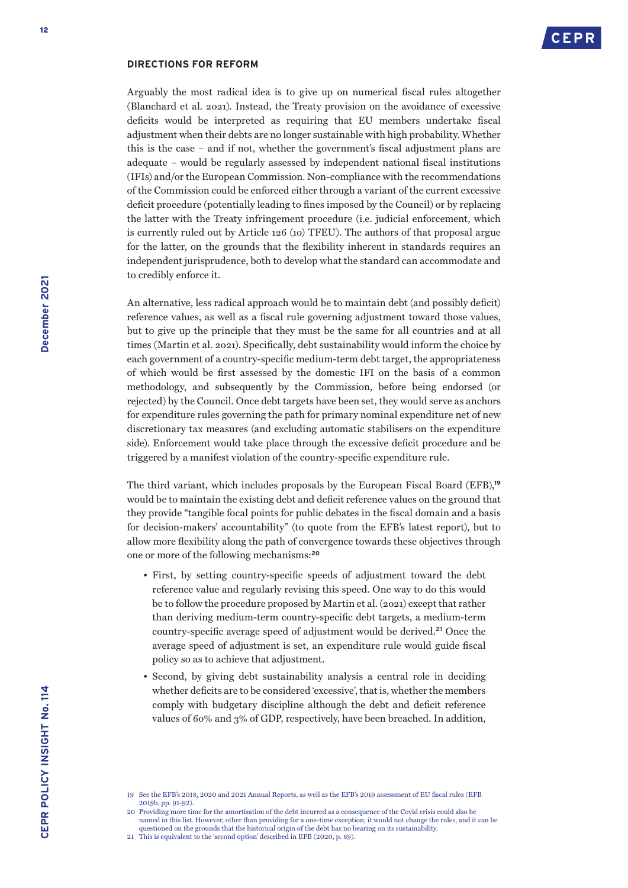## DIRECTIONS FOR REFORM

Arguably the most radical idea is to give up on numerical fiscal rules altogether (Blanchard et al. 2021). Instead, the Treaty provision on the avoidance of excessive deficits would be interpreted as requiring that EU members undertake fiscal adjustment when their debts are no longer sustainable with high probability. Whether this is the case – and if not, whether the government's fiscal adjustment plans are adequate – would be regularly assessed by independent national fiscal institutions (IFIs) and/or the European Commission. Non-compliance with the recommendations of the Commission could be enforced either through a variant of the current excessive deficit procedure (potentially leading to fines imposed by the Council) or by replacing the latter with the Treaty infringement procedure (i.e. judicial enforcement, which is currently ruled out by Article 126 (10) TFEU). The authors of that proposal argue for the latter, on the grounds that the flexibility inherent in standards requires an independent jurisprudence, both to develop what the standard can accommodate and to credibly enforce it.

An alternative, less radical approach would be to maintain debt (and possibly deficit) reference values, as well as a fiscal rule governing adjustment toward those values, but to give up the principle that they must be the same for all countries and at all times (Martin et al. 2021). Specifically, debt sustainability would inform the choice by each government of a country-specific medium-term debt target, the appropriateness of which would be first assessed by the domestic IFI on the basis of a common methodology, and subsequently by the Commission, before being endorsed (or rejected) by the Council. Once debt targets have been set, they would serve as anchors for expenditure rules governing the path for primary nominal expenditure net of new discretionary tax measures (and excluding automatic stabilisers on the expenditure side). Enforcement would take place through the excessive deficit procedure and be triggered by a manifest violation of the country-specific expenditure rule.

The third variant, which includes proposals by the European Fiscal Board (EFB),[19] would be to maintain the existing debt and deficit reference values on the ground that they provide "tangible focal points for public debates in the fiscal domain and a basis for decision-makers' accountability" (to quote from the EFB's latest report), but to allow more flexibility along the path of convergence towards these objectives through one or more of the following mechanisms:[20]

- First, by setting country-specific speeds of adjustment toward the debt reference value and regularly revising this speed. One way to do this would be to follow the procedure proposed by Martin et al. (2021) except that rather than deriving medium-term country-specific debt targets, a medium-term country-specific average speed of adjustment would be derived.[21] Once the average speed of adjustment is set, an expenditure rule would guide fiscal policy so as to achieve that adjustment.
- Second, by giving debt sustainability analysis a central role in deciding whether deficits are to be considered 'excessive', that is, whether the members comply with budgetary discipline although the debt and deficit reference values of 60% and 3% of GDP, respectively, have been breached. In addition,

---

19 See the EFB's 2018, 2020 and 2021 Annual Reports, as well as the EFB's 2019 assessment of EU fiscal rules (EFB 2019b, pp. 91-92).

20 Providing more time for the amortisation of the debt incurred as a consequence of the Covid crisis could also be named in this list. However, other than providing for a one-time exception, it would not change the rules, and it can be questioned on the grounds that the historical origin of the debt has no bearing on its sustainability.

21 This is equivalent to the 'second option' described in EFB (2020, p. 89).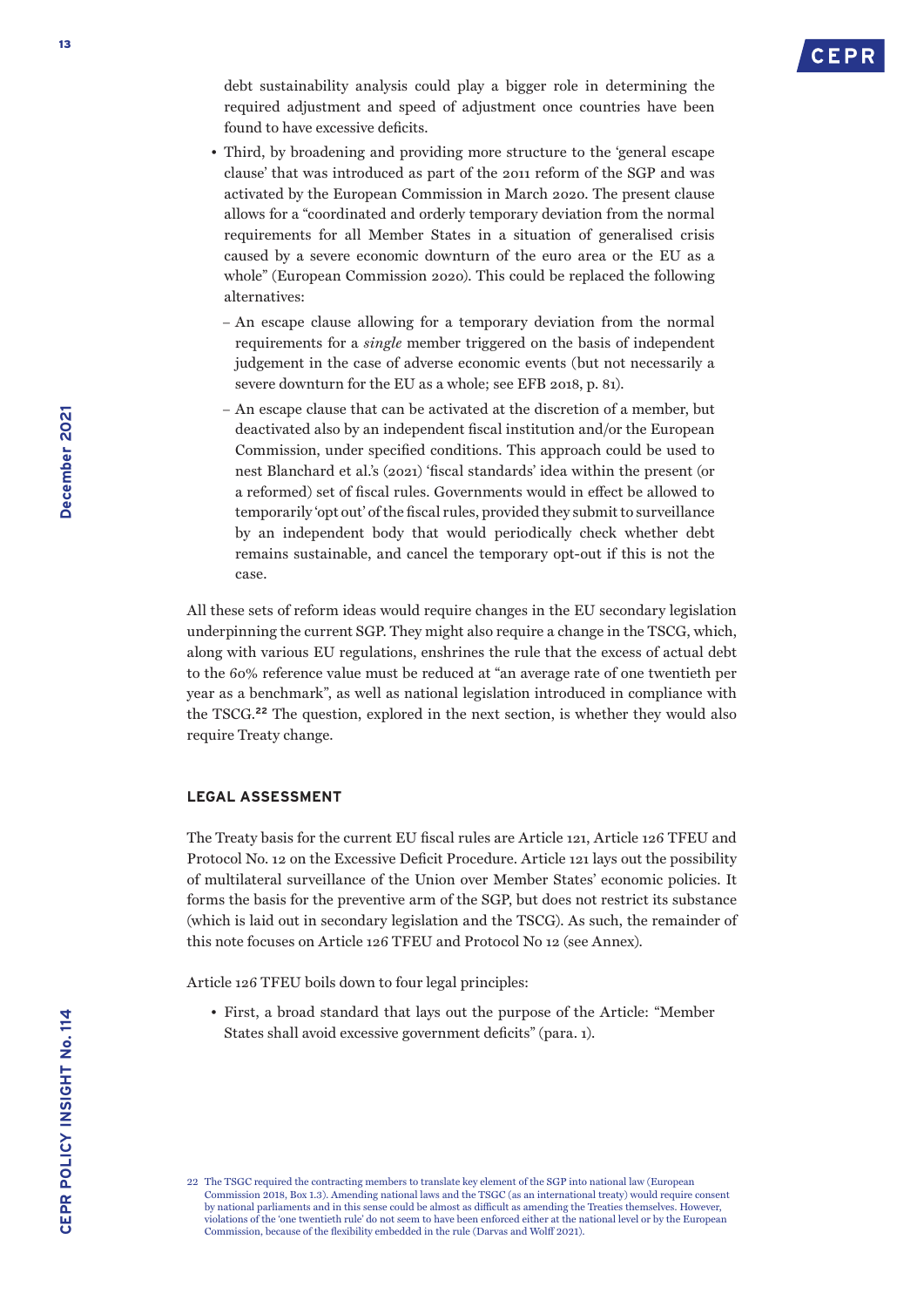debt sustainability analysis could play a bigger role in determining the required adjustment and speed of adjustment once countries have been found to have excessive deficits.

- Third, by broadening and providing more structure to the 'general escape clause' that was introduced as part of the 2011 reform of the SGP and was activated by the European Commission in March 2020. The present clause allows for a "coordinated and orderly temporary deviation from the normal requirements for all Member States in a situation of generalised crisis caused by a severe economic downturn of the euro area or the EU as a whole" (European Commission 2020). This could be replaced the following alternatives:
  - An escape clause allowing for a temporary deviation from the normal requirements for a *single* member triggered on the basis of independent judgement in the case of adverse economic events (but not necessarily a severe downturn for the EU as a whole; see EFB 2018, p. 81).
  - An escape clause that can be activated at the discretion of a member, but deactivated also by an independent fiscal institution and/or the European Commission, under specified conditions. This approach could be used to nest Blanchard et al.'s (2021) 'fiscal standards' idea within the present (or a reformed) set of fiscal rules. Governments would in effect be allowed to temporarily 'opt out' of the fiscal rules, provided they submit to surveillance by an independent body that would periodically check whether debt remains sustainable, and cancel the temporary opt-out if this is not the case.

All these sets of reform ideas would require changes in the EU secondary legislation underpinning the current SGP. They might also require a change in the TSCG, which, along with various EU regulations, enshrines the rule that the excess of actual debt to the 60% reference value must be reduced at "an average rate of one twentieth per year as a benchmark", as well as national legislation introduced in compliance with the TSCG.[22] The question, explored in the next section, is whether they would also require Treaty change.

## LEGAL ASSESSMENT

The Treaty basis for the current EU fiscal rules are Article 121, Article 126 TFEU and Protocol No. 12 on the Excessive Deficit Procedure. Article 121 lays out the possibility of multilateral surveillance of the Union over Member States' economic policies. It forms the basis for the preventive arm of the SGP, but does not restrict its substance (which is laid out in secondary legislation and the TSCG). As such, the remainder of this note focuses on Article 126 TFEU and Protocol No 12 (see Annex).

Article 126 TFEU boils down to four legal principles:

- First, a broad standard that lays out the purpose of the Article: "Member States shall avoid excessive government deficits" (para. 1).

[22] The TSGC required the contracting members to translate key element of the SGP into national law (European Commission 2018, Box 1.3). Amending national laws and the TSGC (as an international treaty) would require consent by national parliaments and in this sense could be almost as difficult as amending the Treaties themselves. However, violations of the 'one twentieth rule' do not seem to have been enforced either at the national level or by the European Commission, because of the flexibility embedded in the rule (Darvas and Wolff 2021).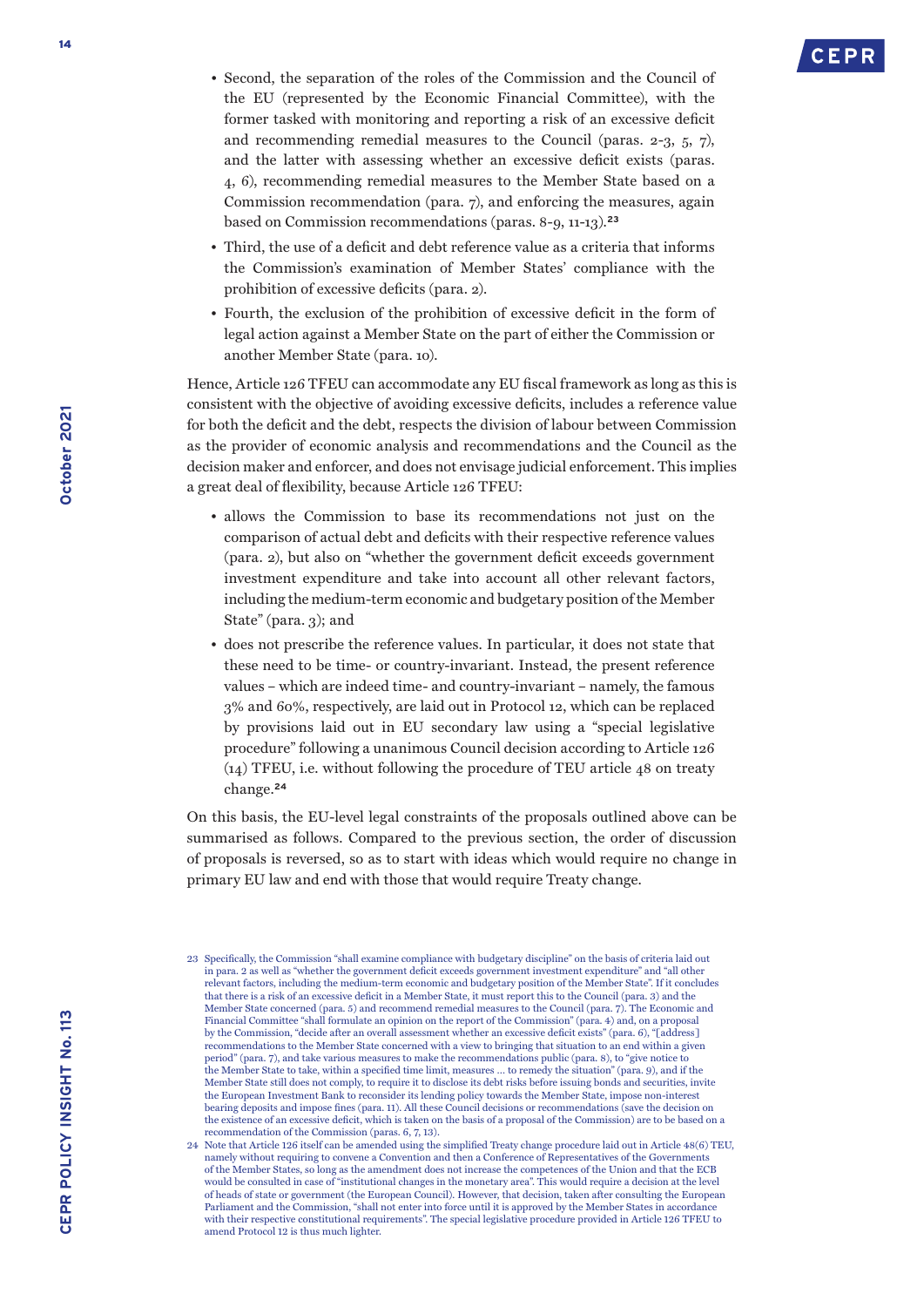- Second, the separation of the roles of the Commission and the Council of the EU (represented by the Economic Financial Committee), with the former tasked with monitoring and reporting a risk of an excessive deficit and recommending remedial measures to the Council (paras. 2-3, 5, 7), and the latter with assessing whether an excessive deficit exists (paras. 4, 6), recommending remedial measures to the Member State based on a Commission recommendation (para. 7), and enforcing the measures, again based on Commission recommendations (paras. 8-9, 11-13).[23]
- Third, the use of a deficit and debt reference value as a criteria that informs the Commission's examination of Member States' compliance with the prohibition of excessive deficits (para. 2).
- Fourth, the exclusion of the prohibition of excessive deficit in the form of legal action against a Member State on the part of either the Commission or another Member State (para. 10).

Hence, Article 126 TFEU can accommodate any EU fiscal framework as long as this is consistent with the objective of avoiding excessive deficits, includes a reference value for both the deficit and the debt, respects the division of labour between Commission as the provider of economic analysis and recommendations and the Council as the decision maker and enforcer, and does not envisage judicial enforcement. This implies a great deal of flexibility, because Article 126 TFEU:

- allows the Commission to base its recommendations not just on the comparison of actual debt and deficits with their respective reference values (para. 2), but also on "whether the government deficit exceeds government investment expenditure and take into account all other relevant factors, including the medium-term economic and budgetary position of the Member State" (para. 3); and
- does not prescribe the reference values. In particular, it does not state that these need to be time- or country-invariant. Instead, the present reference values – which are indeed time- and country-invariant – namely, the famous 3% and 60%, respectively, are laid out in Protocol 12, which can be replaced by provisions laid out in EU secondary law using a "special legislative procedure" following a unanimous Council decision according to Article 126 (14) TFEU, i.e. without following the procedure of TEU article 48 on treaty change.[24]

On this basis, the EU-level legal constraints of the proposals outlined above can be summarised as follows. Compared to the previous section, the order of discussion of proposals is reversed, so as to start with ideas which would require no change in primary EU law and end with those that would require Treaty change.

23 Specifically, the Commission "shall examine compliance with budgetary discipline" on the basis of criteria laid out in para. 2 as well as "whether the government deficit exceeds government investment expenditure" and "all other relevant factors, including the medium-term economic and budgetary position of the Member State". If it concludes that there is a risk of an excessive deficit in a Member State, it must report this to the Council (para. 3) and the Member State concerned (para. 5) and recommend remedial measures to the Council (para. 7). The Economic and Financial Committee "shall formulate an opinion on the report of the Commission" (para. 4) and, on a proposal by the Commission, "decide after an overall assessment whether an excessive deficit exists" (para. 6), "[address] recommendations to the Member State concerned with a view to bringing that situation to an end within a given period" (para. 7), and take various measures to make the recommendations public (para. 8), to "give notice to the Member State to take, within a specified time limit, measures ... to remedy the situation" (para. 9), and if the Member State still does not comply, to require it to disclose its debt risks before issuing bonds and securities, invite the European Investment Bank to reconsider its lending policy towards the Member State, impose non-interest bearing deposits and impose fines (para. 11). All these Council decisions or recommendations (save the decision on the existence of an excessive deficit, which is taken on the basis of a proposal of the Commission) are to be based on a recommendation of the Commission (paras. 6, 7, 13).

24 Note that Article 126 itself can be amended using the simplified Treaty change procedure laid out in Article 48(6) TEU, namely without requiring to convene a Convention and then a Conference of Representatives of the Governments of the Member States, so long as the amendment does not increase the competences of the Union and that the ECB would be consulted in case of "institutional changes in the monetary area". This would require a decision at the level of heads of state or government (the European Council). However, that decision, taken after consulting the European Parliament and the Commission, "shall not enter into force until it is approved by the Member States in accordance with their respective constitutional requirements". The special legislative procedure provided in Article 126 TFEU to amend Protocol 12 is thus much lighter.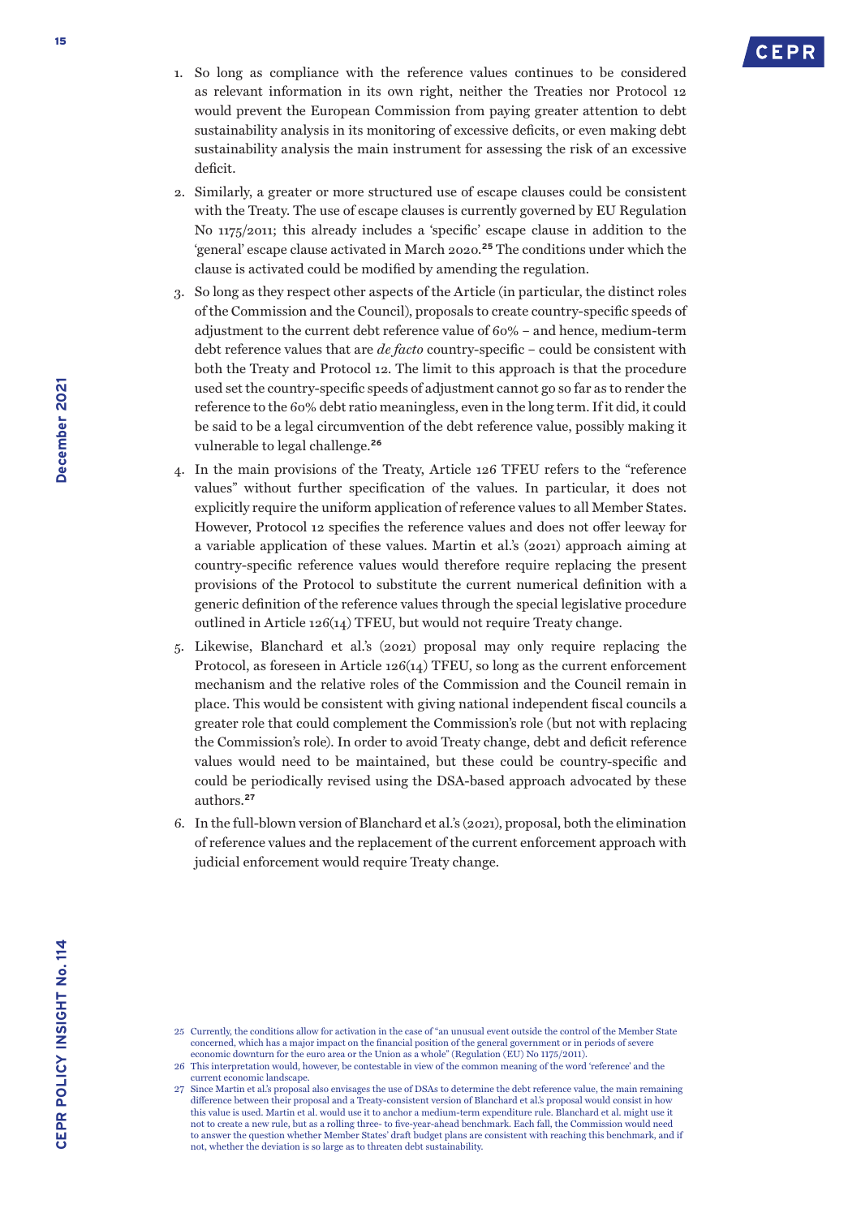1. So long as compliance with the reference values continues to be considered as relevant information in its own right, neither the Treaties nor Protocol 12 would prevent the European Commission from paying greater attention to debt sustainability analysis in its monitoring of excessive deficits, or even making debt sustainability analysis the main instrument for assessing the risk of an excessive deficit.
2. Similarly, a greater or more structured use of escape clauses could be consistent with the Treaty. The use of escape clauses is currently governed by EU Regulation No 1175/2011; this already includes a 'specific' escape clause in addition to the 'general' escape clause activated in March 2020.[25] The conditions under which the clause is activated could be modified by amending the regulation.
3. So long as they respect other aspects of the Article (in particular, the distinct roles of the Commission and the Council), proposals to create country-specific speeds of adjustment to the current debt reference value of 60% – and hence, medium-term debt reference values that are *de facto* country-specific – could be consistent with both the Treaty and Protocol 12. The limit to this approach is that the procedure used set the country-specific speeds of adjustment cannot go so far as to render the reference to the 60% debt ratio meaningless, even in the long term. If it did, it could be said to be a legal circumvention of the debt reference value, possibly making it vulnerable to legal challenge.[26]
4. In the main provisions of the Treaty, Article 126 TFEU refers to the "reference values" without further specification of the values. In particular, it does not explicitly require the uniform application of reference values to all Member States. However, Protocol 12 specifies the reference values and does not offer leeway for a variable application of these values. Martin et al.'s (2021) approach aiming at country-specific reference values would therefore require replacing the present provisions of the Protocol to substitute the current numerical definition with a generic definition of the reference values through the special legislative procedure outlined in Article 126(14) TFEU, but would not require Treaty change.
5. Likewise, Blanchard et al.'s (2021) proposal may only require replacing the Protocol, as foreseen in Article 126(14) TFEU, so long as the current enforcement mechanism and the relative roles of the Commission and the Council remain in place. This would be consistent with giving national independent fiscal councils a greater role that could complement the Commission's role (but not with replacing the Commission's role). In order to avoid Treaty change, debt and deficit reference values would need to be maintained, but these could be country-specific and could be periodically revised using the DSA-based approach advocated by these authors.[27]
6. In the full-blown version of Blanchard et al.'s (2021), proposal, both the elimination of reference values and the replacement of the current enforcement approach with judicial enforcement would require Treaty change.

---

25 Currently, the conditions allow for activation in the case of "an unusual event outside the control of the Member State concerned, which has a major impact on the financial position of the general government or in periods of severe economic downturn for the euro area or the Union as a whole" (Regulation (EU) No 1175/2011).

26 This interpretation would, however, be contestable in view of the common meaning of the word 'reference' and the current economic landscape.

27 Since Martin et al.'s proposal also envisages the use of DSAs to determine the debt reference value, the main remaining difference between their proposal and a Treaty-consistent version of Blanchard et al.'s proposal would consist in how this value is used. Martin et al. would use it to anchor a medium-term expenditure rule. Blanchard et al. might use it not to create a new rule, but as a rolling three- to five-year-ahead benchmark. Each fall, the Commission would need to answer the question whether Member States' draft budget plans are consistent with reaching this benchmark, and if not, whether the deviation is so large as to threaten debt sustainability.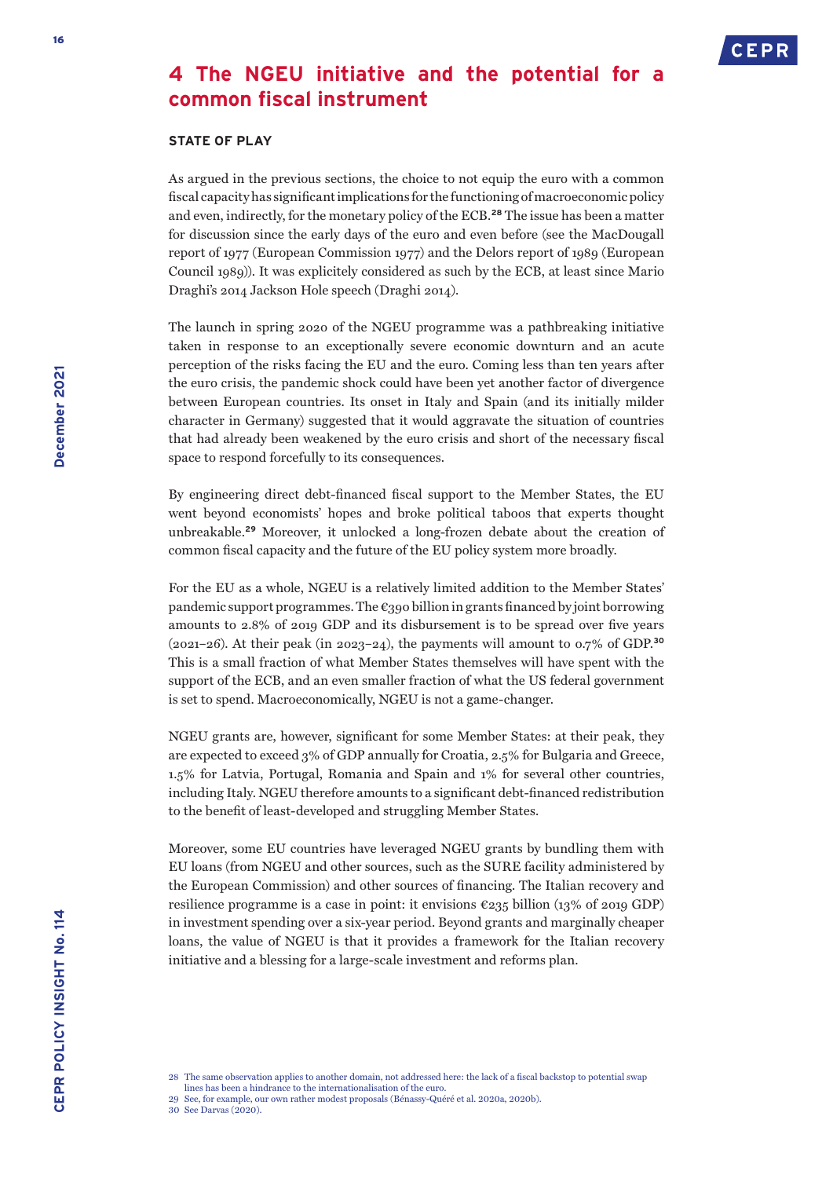## 4 The NGEU initiative and the potential for a common fiscal instrument

### STATE OF PLAY

As argued in the previous sections, the choice to not equip the euro with a common fiscal capacity has significant implications for the functioning of macroeconomic policy and even, indirectly, for the monetary policy of the ECB.[28] The issue has been a matter for discussion since the early days of the euro and even before (see the MacDougall report of 1977 (European Commission 1977) and the Delors report of 1989 (European Council 1989)). It was explicitely considered as such by the ECB, at least since Mario Draghi's 2014 Jackson Hole speech (Draghi 2014).

The launch in spring 2020 of the NGEU programme was a pathbreaking initiative taken in response to an exceptionally severe economic downturn and an acute perception of the risks facing the EU and the euro. Coming less than ten years after the euro crisis, the pandemic shock could have been yet another factor of divergence between European countries. Its onset in Italy and Spain (and its initially milder character in Germany) suggested that it would aggravate the situation of countries that had already been weakened by the euro crisis and short of the necessary fiscal space to respond forcefully to its consequences.

By engineering direct debt-financed fiscal support to the Member States, the EU went beyond economists' hopes and broke political taboos that experts thought unbreakable.[29] Moreover, it unlocked a long-frozen debate about the creation of common fiscal capacity and the future of the EU policy system more broadly.

For the EU as a whole, NGEU is a relatively limited addition to the Member States' pandemic support programmes. The €390 billion in grants financed by joint borrowing amounts to 2.8% of 2019 GDP and its disbursement is to be spread over five years (2021–26). At their peak (in 2023–24), the payments will amount to 0.7% of GDP.[30] This is a small fraction of what Member States themselves will have spent with the support of the ECB, and an even smaller fraction of what the US federal government is set to spend. Macroeconomically, NGEU is not a game-changer.

NGEU grants are, however, significant for some Member States: at their peak, they are expected to exceed 3% of GDP annually for Croatia, 2.5% for Bulgaria and Greece, 1.5% for Latvia, Portugal, Romania and Spain and 1% for several other countries, including Italy. NGEU therefore amounts to a significant debt-financed redistribution to the benefit of least-developed and struggling Member States.

Moreover, some EU countries have leveraged NGEU grants by bundling them with EU loans (from NGEU and other sources, such as the SURE facility administered by the European Commission) and other sources of financing. The Italian recovery and resilience programme is a case in point: it envisions €235 billion (13% of 2019 GDP) in investment spending over a six-year period. Beyond grants and marginally cheaper loans, the value of NGEU is that it provides a framework for the Italian recovery initiative and a blessing for a large-scale investment and reforms plan.

---

28 The same observation applies to another domain, not addressed here: the lack of a fiscal backstop to potential swap lines has been a hindrance to the internationalisation of the euro.

29 See, for example, our own rather modest proposals (Bénassy-Quéré et al. 2020a, 2020b).

30 See Darvas (2020).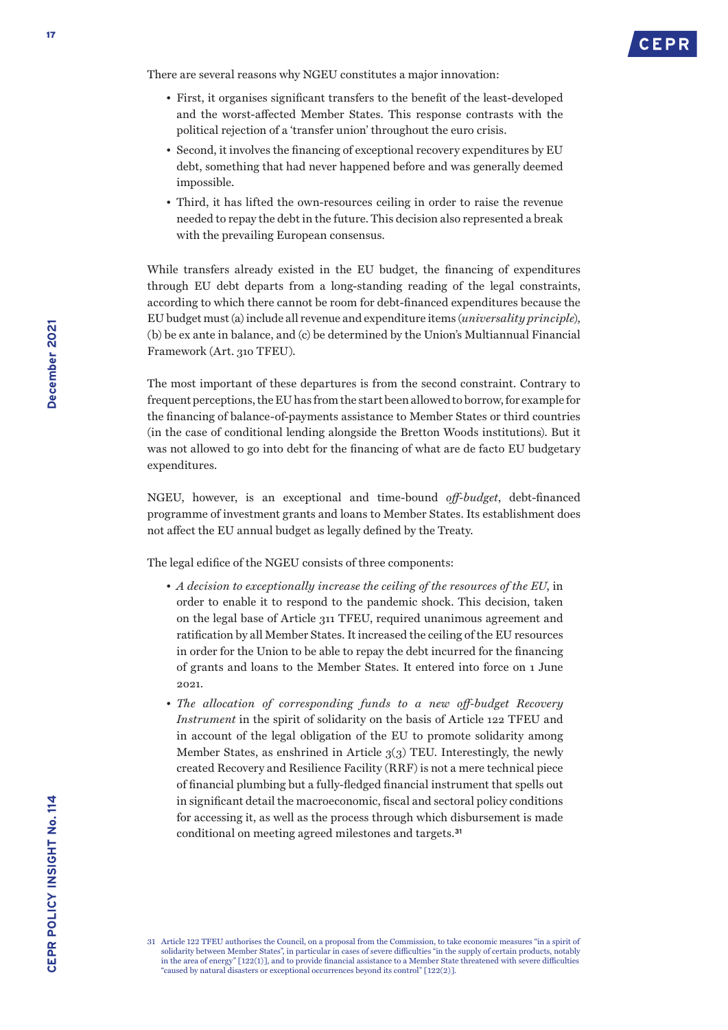There are several reasons why NGEU constitutes a major innovation:

- First, it organises significant transfers to the benefit of the least-developed and the worst-affected Member States. This response contrasts with the political rejection of a 'transfer union' throughout the euro crisis.
- Second, it involves the financing of exceptional recovery expenditures by EU debt, something that had never happened before and was generally deemed impossible.
- Third, it has lifted the own-resources ceiling in order to raise the revenue needed to repay the debt in the future. This decision also represented a break with the prevailing European consensus.

While transfers already existed in the EU budget, the financing of expenditures through EU debt departs from a long-standing reading of the legal constraints, according to which there cannot be room for debt-financed expenditures because the EU budget must (a) include all revenue and expenditure items (*universality principle*), (b) be ex ante in balance, and (c) be determined by the Union's Multiannual Financial Framework (Art. 310 TFEU).

The most important of these departures is from the second constraint. Contrary to frequent perceptions, the EU has from the start been allowed to borrow, for example for the financing of balance-of-payments assistance to Member States or third countries (in the case of conditional lending alongside the Bretton Woods institutions). But it was not allowed to go into debt for the financing of what are de facto EU budgetary expenditures.

NGEU, however, is an exceptional and time-bound *off-budget*, debt-financed programme of investment grants and loans to Member States. Its establishment does not affect the EU annual budget as legally defined by the Treaty.

The legal edifice of the NGEU consists of three components:

- *A decision to exceptionally increase the ceiling of the resources of the EU*, in order to enable it to respond to the pandemic shock. This decision, taken on the legal base of Article 311 TFEU, required unanimous agreement and ratification by all Member States. It increased the ceiling of the EU resources in order for the Union to be able to repay the debt incurred for the financing of grants and loans to the Member States. It entered into force on 1 June 2021.
- *The allocation of corresponding funds to a new off-budget Recovery Instrument* in the spirit of solidarity on the basis of Article 122 TFEU and in account of the legal obligation of the EU to promote solidarity among Member States, as enshrined in Article 3(3) TEU. Interestingly, the newly created Recovery and Resilience Facility (RRF) is not a mere technical piece of financial plumbing but a fully-fledged financial instrument that spells out in significant detail the macroeconomic, fiscal and sectoral policy conditions for accessing it, as well as the process through which disbursement is made conditional on meeting agreed milestones and targets.[31]

31 Article 122 TFEU authorises the Council, on a proposal from the Commission, to take economic measures "in a spirit of solidarity between Member States", in particular in cases of severe difficulties "in the supply of certain products, notably in the area of energy" [122(1)], and to provide financial assistance to a Member State threatened with severe difficulties "caused by natural disasters or exceptional occurrences beyond its control" [122(2)].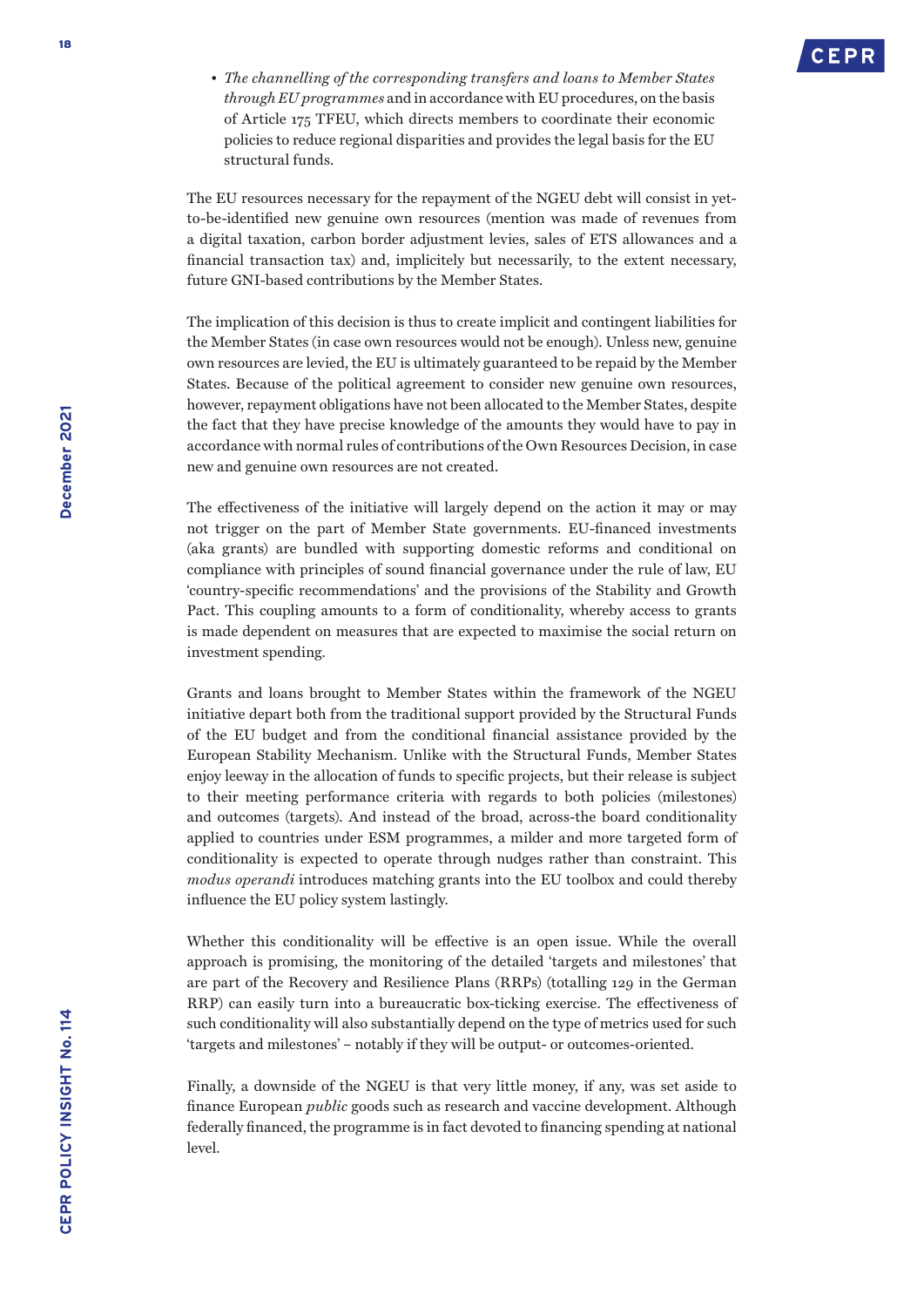- *The channelling of the corresponding transfers and loans to Member States through EU programmes* and in accordance with EU procedures, on the basis of Article 175 TFEU, which directs members to coordinate their economic policies to reduce regional disparities and provides the legal basis for the EU structural funds.

The EU resources necessary for the repayment of the NGEU debt will consist in yet-to-be-identified new genuine own resources (mention was made of revenues from a digital taxation, carbon border adjustment levies, sales of ETS allowances and a financial transaction tax) and, implicitely but necessarily, to the extent necessary, future GNI-based contributions by the Member States.

The implication of this decision is thus to create implicit and contingent liabilities for the Member States (in case own resources would not be enough). Unless new, genuine own resources are levied, the EU is ultimately guaranteed to be repaid by the Member States. Because of the political agreement to consider new genuine own resources, however, repayment obligations have not been allocated to the Member States, despite the fact that they have precise knowledge of the amounts they would have to pay in accordance with normal rules of contributions of the Own Resources Decision, in case new and genuine own resources are not created.

The effectiveness of the initiative will largely depend on the action it may or may not trigger on the part of Member State governments. EU-financed investments (aka grants) are bundled with supporting domestic reforms and conditional on compliance with principles of sound financial governance under the rule of law, EU 'country-specific recommendations' and the provisions of the Stability and Growth Pact. This coupling amounts to a form of conditionality, whereby access to grants is made dependent on measures that are expected to maximise the social return on investment spending.

Grants and loans brought to Member States within the framework of the NGEU initiative depart both from the traditional support provided by the Structural Funds of the EU budget and from the conditional financial assistance provided by the European Stability Mechanism. Unlike with the Structural Funds, Member States enjoy leeway in the allocation of funds to specific projects, but their release is subject to their meeting performance criteria with regards to both policies (milestones) and outcomes (targets). And instead of the broad, across-the board conditionality applied to countries under ESM programmes, a milder and more targeted form of conditionality is expected to operate through nudges rather than constraint. This *modus operandi* introduces matching grants into the EU toolbox and could thereby influence the EU policy system lastingly.

Whether this conditionality will be effective is an open issue. While the overall approach is promising, the monitoring of the detailed 'targets and milestones' that are part of the Recovery and Resilience Plans (RRPs) (totalling 129 in the German RRP) can easily turn into a bureaucratic box-ticking exercise. The effectiveness of such conditionality will also substantially depend on the type of metrics used for such 'targets and milestones' – notably if they will be output- or outcomes-oriented.

Finally, a downside of the NGEU is that very little money, if any, was set aside to finance European *public* goods such as research and vaccine development. Although federally financed, the programme is in fact devoted to financing spending at national level.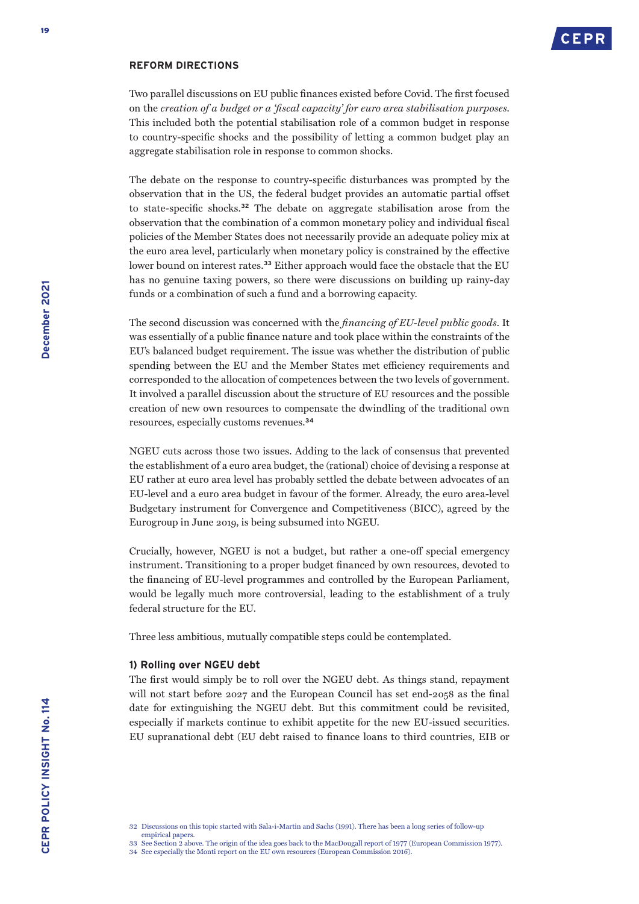## REFORM DIRECTIONS

Two parallel discussions on EU public finances existed before Covid. The first focused on the *creation of a budget or a 'fiscal capacity' for euro area stabilisation purposes*. This included both the potential stabilisation role of a common budget in response to country-specific shocks and the possibility of letting a common budget play an aggregate stabilisation role in response to common shocks.

The debate on the response to country-specific disturbances was prompted by the observation that in the US, the federal budget provides an automatic partial offset to state-specific shocks.[32] The debate on aggregate stabilisation arose from the observation that the combination of a common monetary policy and individual fiscal policies of the Member States does not necessarily provide an adequate policy mix at the euro area level, particularly when monetary policy is constrained by the effective lower bound on interest rates.[33] Either approach would face the obstacle that the EU has no genuine taxing powers, so there were discussions on building up rainy-day funds or a combination of such a fund and a borrowing capacity.

The second discussion was concerned with the *financing of EU-level public goods*. It was essentially of a public finance nature and took place within the constraints of the EU's balanced budget requirement. The issue was whether the distribution of public spending between the EU and the Member States met efficiency requirements and corresponded to the allocation of competences between the two levels of government. It involved a parallel discussion about the structure of EU resources and the possible creation of new own resources to compensate the dwindling of the traditional own resources, especially customs revenues.[34]

NGEU cuts across those two issues. Adding to the lack of consensus that prevented the establishment of a euro area budget, the (rational) choice of devising a response at EU rather at euro area level has probably settled the debate between advocates of an EU-level and a euro area budget in favour of the former. Already, the euro area-level Budgetary instrument for Convergence and Competitiveness (BICC), agreed by the Eurogroup in June 2019, is being subsumed into NGEU.

Crucially, however, NGEU is not a budget, but rather a one-off special emergency instrument. Transitioning to a proper budget financed by own resources, devoted to the financing of EU-level programmes and controlled by the European Parliament, would be legally much more controversial, leading to the establishment of a truly federal structure for the EU.

Three less ambitious, mutually compatible steps could be contemplated.

### 1) Rolling over NGEU debt

The first would simply be to roll over the NGEU debt. As things stand, repayment will not start before 2027 and the European Council has set end-2058 as the final date for extinguishing the NGEU debt. But this commitment could be revisited, especially if markets continue to exhibit appetite for the new EU-issued securities. EU supranational debt (EU debt raised to finance loans to third countries, EIB or

---

32 Discussions on this topic started with Sala-i-Martin and Sachs (1991). There has been a long series of follow-up empirical papers.

33 See Section 2 above. The origin of the idea goes back to the MacDougall report of 1977 (European Commission 1977).

34 See especially the Monti report on the EU own resources (European Commission 2016).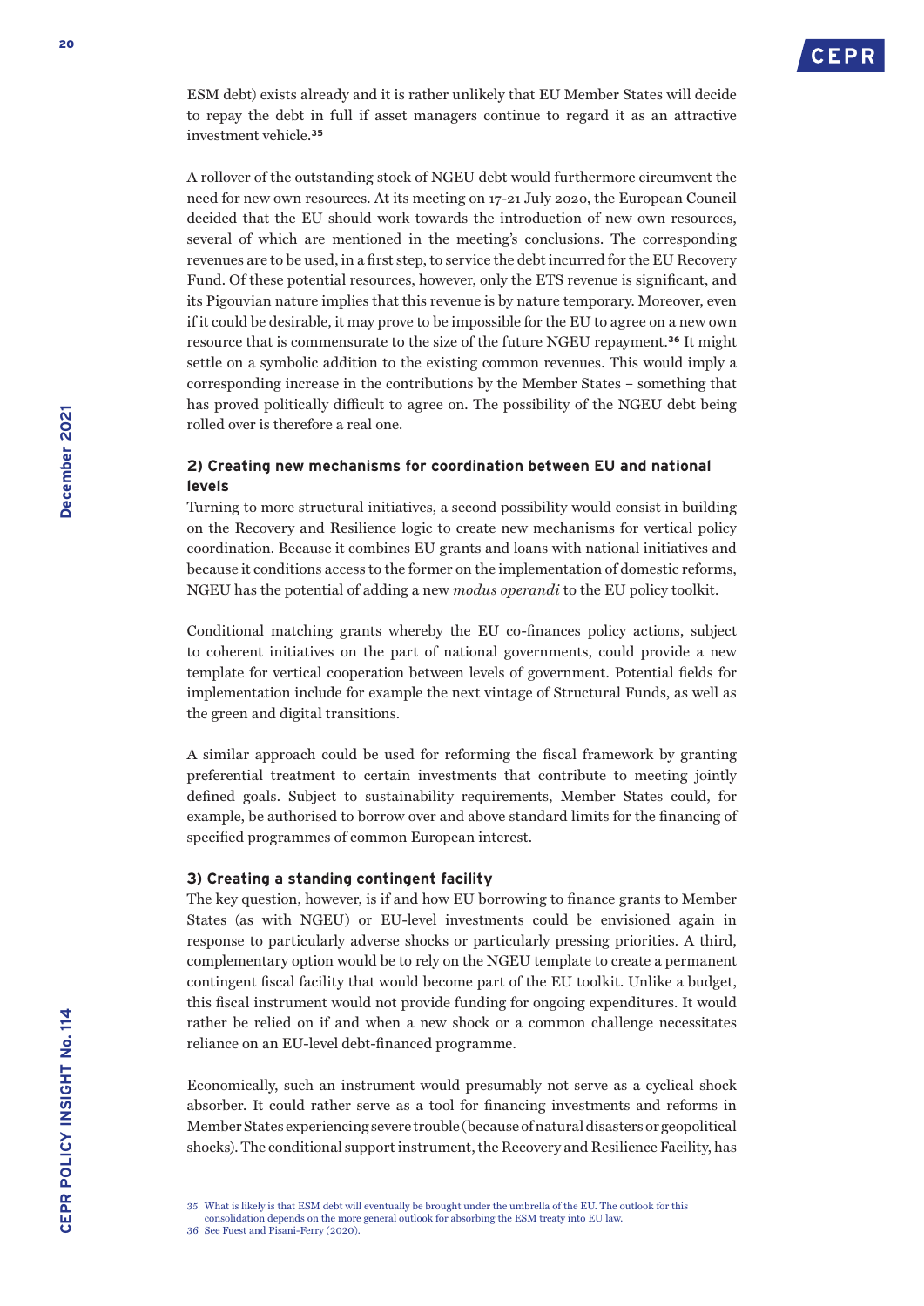ESM debt) exists already and it is rather unlikely that EU Member States will decide to repay the debt in full if asset managers continue to regard it as an attractive investment vehicle.[35]

A rollover of the outstanding stock of NGEU debt would furthermore circumvent the need for new own resources. At its meeting on 17-21 July 2020, the European Council decided that the EU should work towards the introduction of new own resources, several of which are mentioned in the meeting's conclusions. The corresponding revenues are to be used, in a first step, to service the debt incurred for the EU Recovery Fund. Of these potential resources, however, only the ETS revenue is significant, and its Pigouvian nature implies that this revenue is by nature temporary. Moreover, even if it could be desirable, it may prove to be impossible for the EU to agree on a new own resource that is commensurate to the size of the future NGEU repayment.[36] It might settle on a symbolic addition to the existing common revenues. This would imply a corresponding increase in the contributions by the Member States – something that has proved politically difficult to agree on. The possibility of the NGEU debt being rolled over is therefore a real one.

### 2) Creating new mechanisms for coordination between EU and national levels

Turning to more structural initiatives, a second possibility would consist in building on the Recovery and Resilience logic to create new mechanisms for vertical policy coordination. Because it combines EU grants and loans with national initiatives and because it conditions access to the former on the implementation of domestic reforms, NGEU has the potential of adding a new *modus operandi* to the EU policy toolkit.

Conditional matching grants whereby the EU co-finances policy actions, subject to coherent initiatives on the part of national governments, could provide a new template for vertical cooperation between levels of government. Potential fields for implementation include for example the next vintage of Structural Funds, as well as the green and digital transitions.

A similar approach could be used for reforming the fiscal framework by granting preferential treatment to certain investments that contribute to meeting jointly defined goals. Subject to sustainability requirements, Member States could, for example, be authorised to borrow over and above standard limits for the financing of specified programmes of common European interest.

### 3) Creating a standing contingent facility

The key question, however, is if and how EU borrowing to finance grants to Member States (as with NGEU) or EU-level investments could be envisioned again in response to particularly adverse shocks or particularly pressing priorities. A third, complementary option would be to rely on the NGEU template to create a permanent contingent fiscal facility that would become part of the EU toolkit. Unlike a budget, this fiscal instrument would not provide funding for ongoing expenditures. It would rather be relied on if and when a new shock or a common challenge necessitates reliance on an EU-level debt-financed programme.

Economically, such an instrument would presumably not serve as a cyclical shock absorber. It could rather serve as a tool for financing investments and reforms in Member States experiencing severe trouble (because of natural disasters or geopolitical shocks). The conditional support instrument, the Recovery and Resilience Facility, has

35 What is likely is that ESM debt will eventually be brought under the umbrella of the EU. The outlook for this consolidation depends on the more general outlook for absorbing the ESM treaty into EU law.

36 See Fuest and Pisani-Ferry (2020).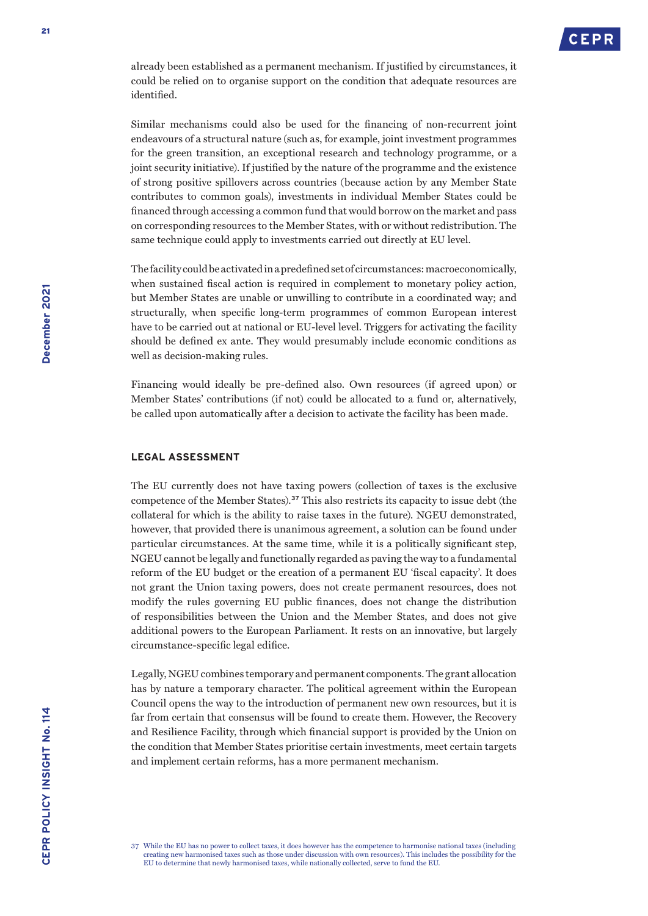already been established as a permanent mechanism. If justified by circumstances, it could be relied on to organise support on the condition that adequate resources are identified.

Similar mechanisms could also be used for the financing of non-recurrent joint endeavours of a structural nature (such as, for example, joint investment programmes for the green transition, an exceptional research and technology programme, or a joint security initiative). If justified by the nature of the programme and the existence of strong positive spillovers across countries (because action by any Member State contributes to common goals), investments in individual Member States could be financed through accessing a common fund that would borrow on the market and pass on corresponding resources to the Member States, with or without redistribution. The same technique could apply to investments carried out directly at EU level.

The facility could be activated in a predefined set of circumstances: macroeconomically, when sustained fiscal action is required in complement to monetary policy action, but Member States are unable or unwilling to contribute in a coordinated way; and structurally, when specific long-term programmes of common European interest have to be carried out at national or EU-level level. Triggers for activating the facility should be defined ex ante. They would presumably include economic conditions as well as decision-making rules.

Financing would ideally be pre-defined also. Own resources (if agreed upon) or Member States' contributions (if not) could be allocated to a fund or, alternatively, be called upon automatically after a decision to activate the facility has been made.

## LEGAL ASSESSMENT

The EU currently does not have taxing powers (collection of taxes is the exclusive competence of the Member States).[37] This also restricts its capacity to issue debt (the collateral for which is the ability to raise taxes in the future). NGEU demonstrated, however, that provided there is unanimous agreement, a solution can be found under particular circumstances. At the same time, while it is a politically significant step, NGEU cannot be legally and functionally regarded as paving the way to a fundamental reform of the EU budget or the creation of a permanent EU 'fiscal capacity'. It does not grant the Union taxing powers, does not create permanent resources, does not modify the rules governing EU public finances, does not change the distribution of responsibilities between the Union and the Member States, and does not give additional powers to the European Parliament. It rests on an innovative, but largely circumstance-specific legal edifice.

Legally, NGEU combines temporary and permanent components. The grant allocation has by nature a temporary character. The political agreement within the European Council opens the way to the introduction of permanent new own resources, but it is far from certain that consensus will be found to create them. However, the Recovery and Resilience Facility, through which financial support is provided by the Union on the condition that Member States prioritise certain investments, meet certain targets and implement certain reforms, has a more permanent mechanism.

37 While the EU has no power to collect taxes, it does however has the competence to harmonise national taxes (including creating new harmonised taxes such as those under discussion with own resources). This includes the possibility for the EU to determine that newly harmonised taxes, while nationally collected, serve to fund the EU.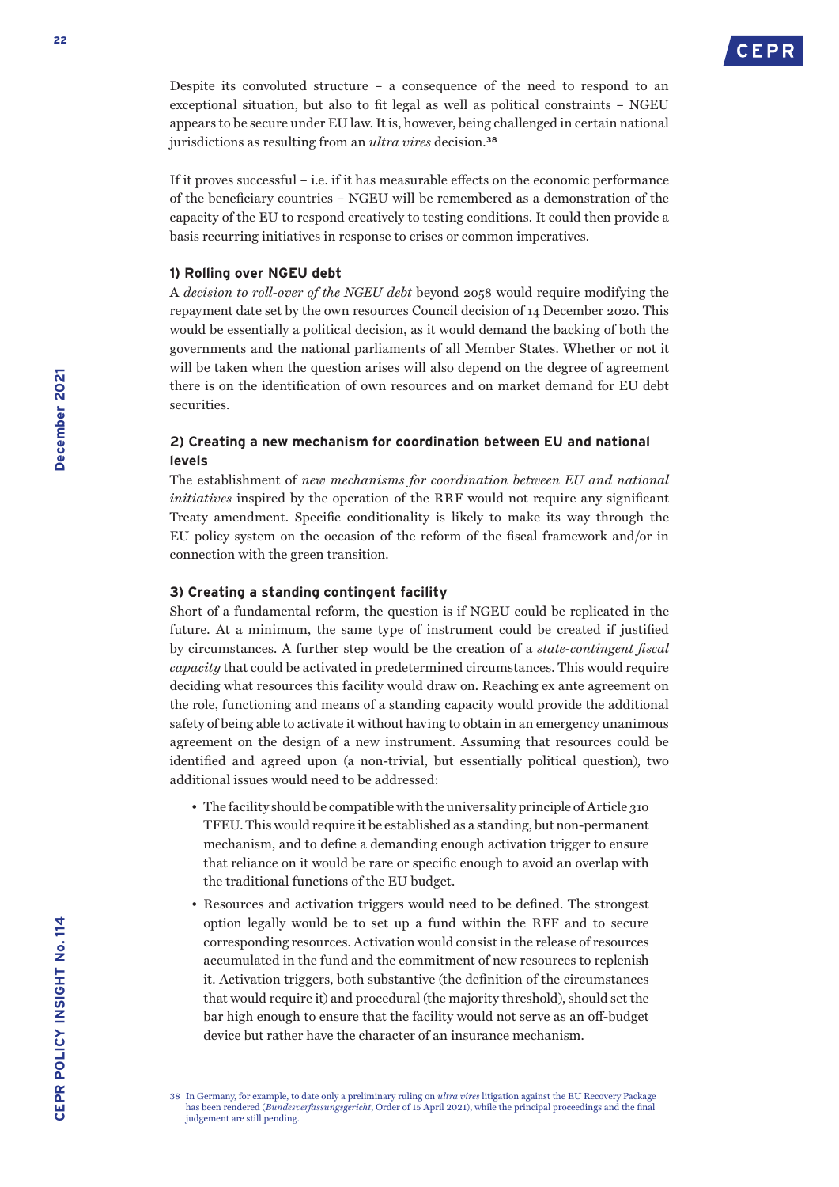Despite its convoluted structure – a consequence of the need to respond to an exceptional situation, but also to fit legal as well as political constraints – NGEU appears to be secure under EU law. It is, however, being challenged in certain national jurisdictions as resulting from an *ultra vires* decision.[38]

If it proves successful – i.e. if it has measurable effects on the economic performance of the beneficiary countries – NGEU will be remembered as a demonstration of the capacity of the EU to respond creatively to testing conditions. It could then provide a basis recurring initiatives in response to crises or common imperatives.

#### 1) Rolling over NGEU debt

A *decision to roll-over of the NGEU debt* beyond 2058 would require modifying the repayment date set by the own resources Council decision of 14 December 2020. This would be essentially a political decision, as it would demand the backing of both the governments and the national parliaments of all Member States. Whether or not it will be taken when the question arises will also depend on the degree of agreement there is on the identification of own resources and on market demand for EU debt securities.

#### 2) Creating a new mechanism for coordination between EU and national levels

The establishment of *new mechanisms for coordination between EU and national initiatives* inspired by the operation of the RRF would not require any significant Treaty amendment. Specific conditionality is likely to make its way through the EU policy system on the occasion of the reform of the fiscal framework and/or in connection with the green transition.

#### 3) Creating a standing contingent facility

Short of a fundamental reform, the question is if NGEU could be replicated in the future. At a minimum, the same type of instrument could be created if justified by circumstances. A further step would be the creation of a *state-contingent fiscal capacity* that could be activated in predetermined circumstances. This would require deciding what resources this facility would draw on. Reaching ex ante agreement on the role, functioning and means of a standing capacity would provide the additional safety of being able to activate it without having to obtain in an emergency unanimous agreement on the design of a new instrument. Assuming that resources could be identified and agreed upon (a non-trivial, but essentially political question), two additional issues would need to be addressed:

- The facility should be compatible with the universality principle of Article 310 TFEU. This would require it be established as a standing, but non-permanent mechanism, and to define a demanding enough activation trigger to ensure that reliance on it would be rare or specific enough to avoid an overlap with the traditional functions of the EU budget.
- Resources and activation triggers would need to be defined. The strongest option legally would be to set up a fund within the RFF and to secure corresponding resources. Activation would consist in the release of resources accumulated in the fund and the commitment of new resources to replenish it. Activation triggers, both substantive (the definition of the circumstances that would require it) and procedural (the majority threshold), should set the bar high enough to ensure that the facility would not serve as an off-budget device but rather have the character of an insurance mechanism.

[38] In Germany, for example, to date only a preliminary ruling on *ultra vires* litigation against the EU Recovery Package has been rendered (*Bundesverfassungsgericht*, Order of 15 April 2021), while the principal proceedings and the final judgement are still pending.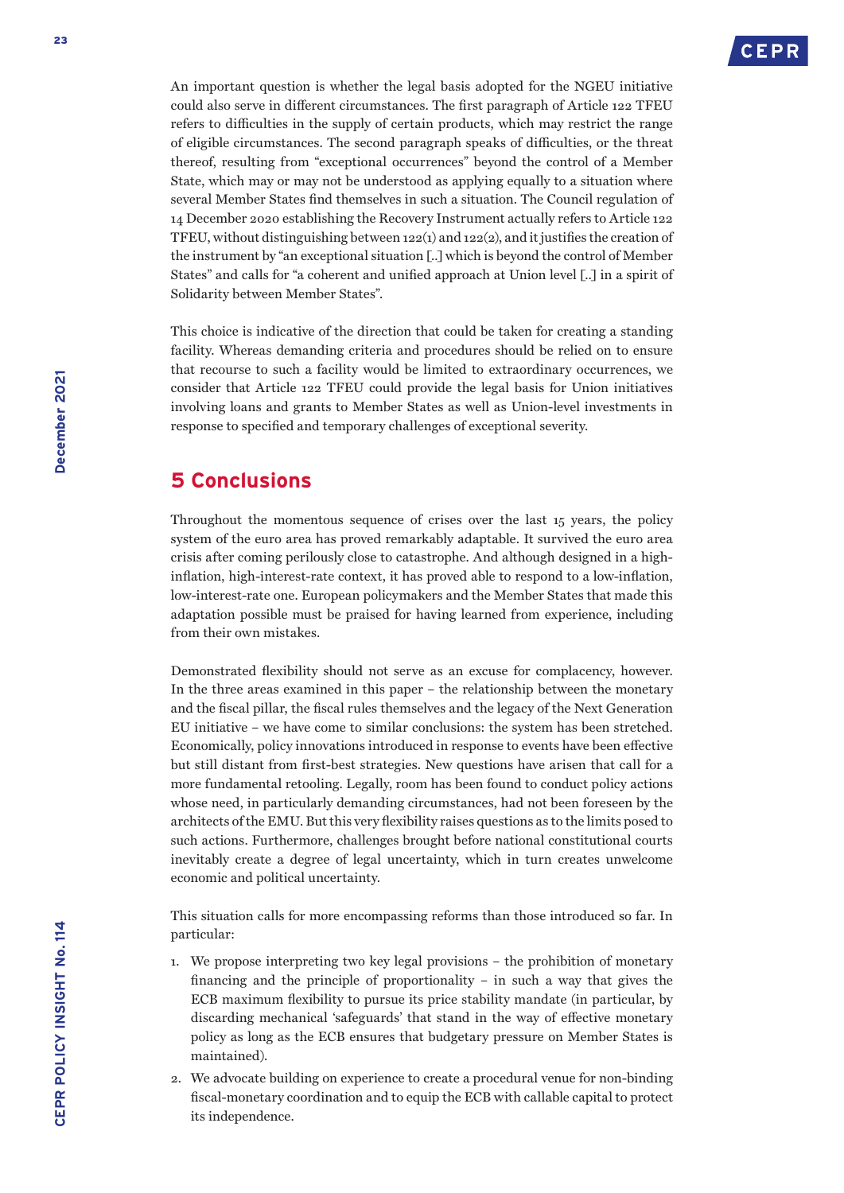An important question is whether the legal basis adopted for the NGEU initiative could also serve in different circumstances. The first paragraph of Article 122 TFEU refers to difficulties in the supply of certain products, which may restrict the range of eligible circumstances. The second paragraph speaks of difficulties, or the threat thereof, resulting from "exceptional occurrences" beyond the control of a Member State, which may or may not be understood as applying equally to a situation where several Member States find themselves in such a situation. The Council regulation of 14 December 2020 establishing the Recovery Instrument actually refers to Article 122 TFEU, without distinguishing between 122(1) and 122(2), and it justifies the creation of the instrument by "an exceptional situation [..] which is beyond the control of Member States" and calls for "a coherent and unified approach at Union level [..] in a spirit of Solidarity between Member States".

This choice is indicative of the direction that could be taken for creating a standing facility. Whereas demanding criteria and procedures should be relied on to ensure that recourse to such a facility would be limited to extraordinary occurrences, we consider that Article 122 TFEU could provide the legal basis for Union initiatives involving loans and grants to Member States as well as Union-level investments in response to specified and temporary challenges of exceptional severity.

## 5 Conclusions

Throughout the momentous sequence of crises over the last 15 years, the policy system of the euro area has proved remarkably adaptable. It survived the euro area crisis after coming perilously close to catastrophe. And although designed in a high-inflation, high-interest-rate context, it has proved able to respond to a low-inflation, low-interest-rate one. European policymakers and the Member States that made this adaptation possible must be praised for having learned from experience, including from their own mistakes.

Demonstrated flexibility should not serve as an excuse for complacency, however. In the three areas examined in this paper – the relationship between the monetary and the fiscal pillar, the fiscal rules themselves and the legacy of the Next Generation EU initiative – we have come to similar conclusions: the system has been stretched. Economically, policy innovations introduced in response to events have been effective but still distant from first-best strategies. New questions have arisen that call for a more fundamental retooling. Legally, room has been found to conduct policy actions whose need, in particularly demanding circumstances, had not been foreseen by the architects of the EMU. But this very flexibility raises questions as to the limits posed to such actions. Furthermore, challenges brought before national constitutional courts inevitably create a degree of legal uncertainty, which in turn creates unwelcome economic and political uncertainty.

This situation calls for more encompassing reforms than those introduced so far. In particular:

1. We propose interpreting two key legal provisions – the prohibition of monetary financing and the principle of proportionality – in such a way that gives the ECB maximum flexibility to pursue its price stability mandate (in particular, by discarding mechanical 'safeguards' that stand in the way of effective monetary policy as long as the ECB ensures that budgetary pressure on Member States is maintained).
2. We advocate building on experience to create a procedural venue for non-binding fiscal-monetary coordination and to equip the ECB with callable capital to protect its independence.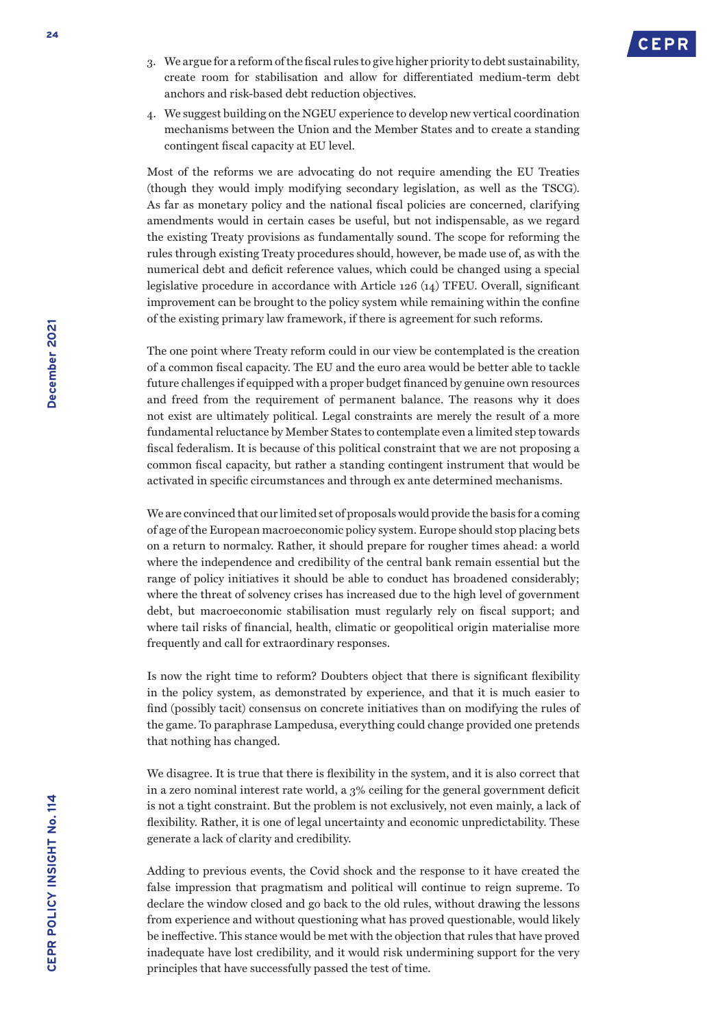3. We argue for a reform of the fiscal rules to give higher priority to debt sustainability, create room for stabilisation and allow for differentiated medium-term debt anchors and risk-based debt reduction objectives.
4. We suggest building on the NGEU experience to develop new vertical coordination mechanisms between the Union and the Member States and to create a standing contingent fiscal capacity at EU level.

Most of the reforms we are advocating do not require amending the EU Treaties (though they would imply modifying secondary legislation, as well as the TSCG). As far as monetary policy and the national fiscal policies are concerned, clarifying amendments would in certain cases be useful, but not indispensable, as we regard the existing Treaty provisions as fundamentally sound. The scope for reforming the rules through existing Treaty procedures should, however, be made use of, as with the numerical debt and deficit reference values, which could be changed using a special legislative procedure in accordance with Article 126 (14) TFEU. Overall, significant improvement can be brought to the policy system while remaining within the confine of the existing primary law framework, if there is agreement for such reforms.

The one point where Treaty reform could in our view be contemplated is the creation of a common fiscal capacity. The EU and the euro area would be better able to tackle future challenges if equipped with a proper budget financed by genuine own resources and freed from the requirement of permanent balance. The reasons why it does not exist are ultimately political. Legal constraints are merely the result of a more fundamental reluctance by Member States to contemplate even a limited step towards fiscal federalism. It is because of this political constraint that we are not proposing a common fiscal capacity, but rather a standing contingent instrument that would be activated in specific circumstances and through ex ante determined mechanisms.

We are convinced that our limited set of proposals would provide the basis for a coming of age of the European macroeconomic policy system. Europe should stop placing bets on a return to normalcy. Rather, it should prepare for rougher times ahead: a world where the independence and credibility of the central bank remain essential but the range of policy initiatives it should be able to conduct has broadened considerably; where the threat of solvency crises has increased due to the high level of government debt, but macroeconomic stabilisation must regularly rely on fiscal support; and where tail risks of financial, health, climatic or geopolitical origin materialise more frequently and call for extraordinary responses.

Is now the right time to reform? Doubters object that there is significant flexibility in the policy system, as demonstrated by experience, and that it is much easier to find (possibly tacit) consensus on concrete initiatives than on modifying the rules of the game. To paraphrase Lampedusa, everything could change provided one pretends that nothing has changed.

We disagree. It is true that there is flexibility in the system, and it is also correct that in a zero nominal interest rate world, a 3% ceiling for the general government deficit is not a tight constraint. But the problem is not exclusively, not even mainly, a lack of flexibility. Rather, it is one of legal uncertainty and economic unpredictability. These generate a lack of clarity and credibility.

Adding to previous events, the Covid shock and the response to it have created the false impression that pragmatism and political will continue to reign supreme. To declare the window closed and go back to the old rules, without drawing the lessons from experience and without questioning what has proved questionable, would likely be ineffective. This stance would be met with the objection that rules that have proved inadequate have lost credibility, and it would risk undermining support for the very principles that have successfully passed the test of time.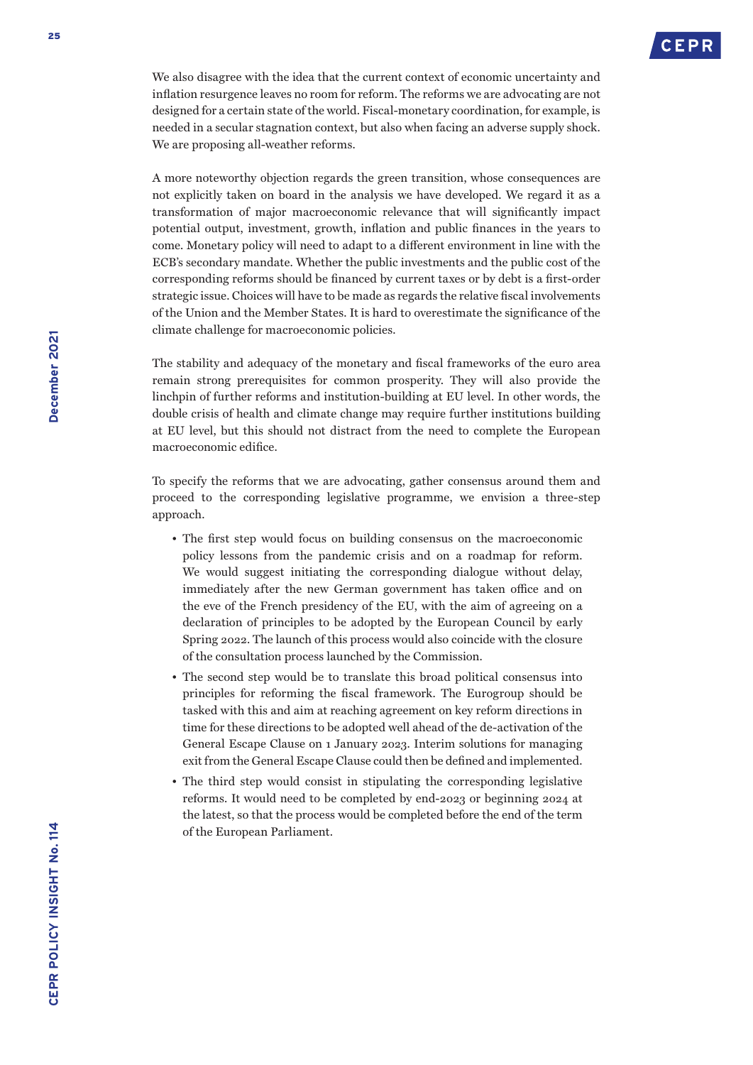We also disagree with the idea that the current context of economic uncertainty and inflation resurgence leaves no room for reform. The reforms we are advocating are not designed for a certain state of the world. Fiscal-monetary coordination, for example, is needed in a secular stagnation context, but also when facing an adverse supply shock. We are proposing all-weather reforms.

A more noteworthy objection regards the green transition, whose consequences are not explicitly taken on board in the analysis we have developed. We regard it as a transformation of major macroeconomic relevance that will significantly impact potential output, investment, growth, inflation and public finances in the years to come. Monetary policy will need to adapt to a different environment in line with the ECB's secondary mandate. Whether the public investments and the public cost of the corresponding reforms should be financed by current taxes or by debt is a first-order strategic issue. Choices will have to be made as regards the relative fiscal involvements of the Union and the Member States. It is hard to overestimate the significance of the climate challenge for macroeconomic policies.

The stability and adequacy of the monetary and fiscal frameworks of the euro area remain strong prerequisites for common prosperity. They will also provide the linchpin of further reforms and institution-building at EU level. In other words, the double crisis of health and climate change may require further institutions building at EU level, but this should not distract from the need to complete the European macroeconomic edifice.

To specify the reforms that we are advocating, gather consensus around them and proceed to the corresponding legislative programme, we envision a three-step approach.

- The first step would focus on building consensus on the macroeconomic policy lessons from the pandemic crisis and on a roadmap for reform. We would suggest initiating the corresponding dialogue without delay, immediately after the new German government has taken office and on the eve of the French presidency of the EU, with the aim of agreeing on a declaration of principles to be adopted by the European Council by early Spring 2022. The launch of this process would also coincide with the closure of the consultation process launched by the Commission.
- The second step would be to translate this broad political consensus into principles for reforming the fiscal framework. The Eurogroup should be tasked with this and aim at reaching agreement on key reform directions in time for these directions to be adopted well ahead of the de-activation of the General Escape Clause on 1 January 2023. Interim solutions for managing exit from the General Escape Clause could then be defined and implemented.
- The third step would consist in stipulating the corresponding legislative reforms. It would need to be completed by end-2023 or beginning 2024 at the latest, so that the process would be completed before the end of the term of the European Parliament.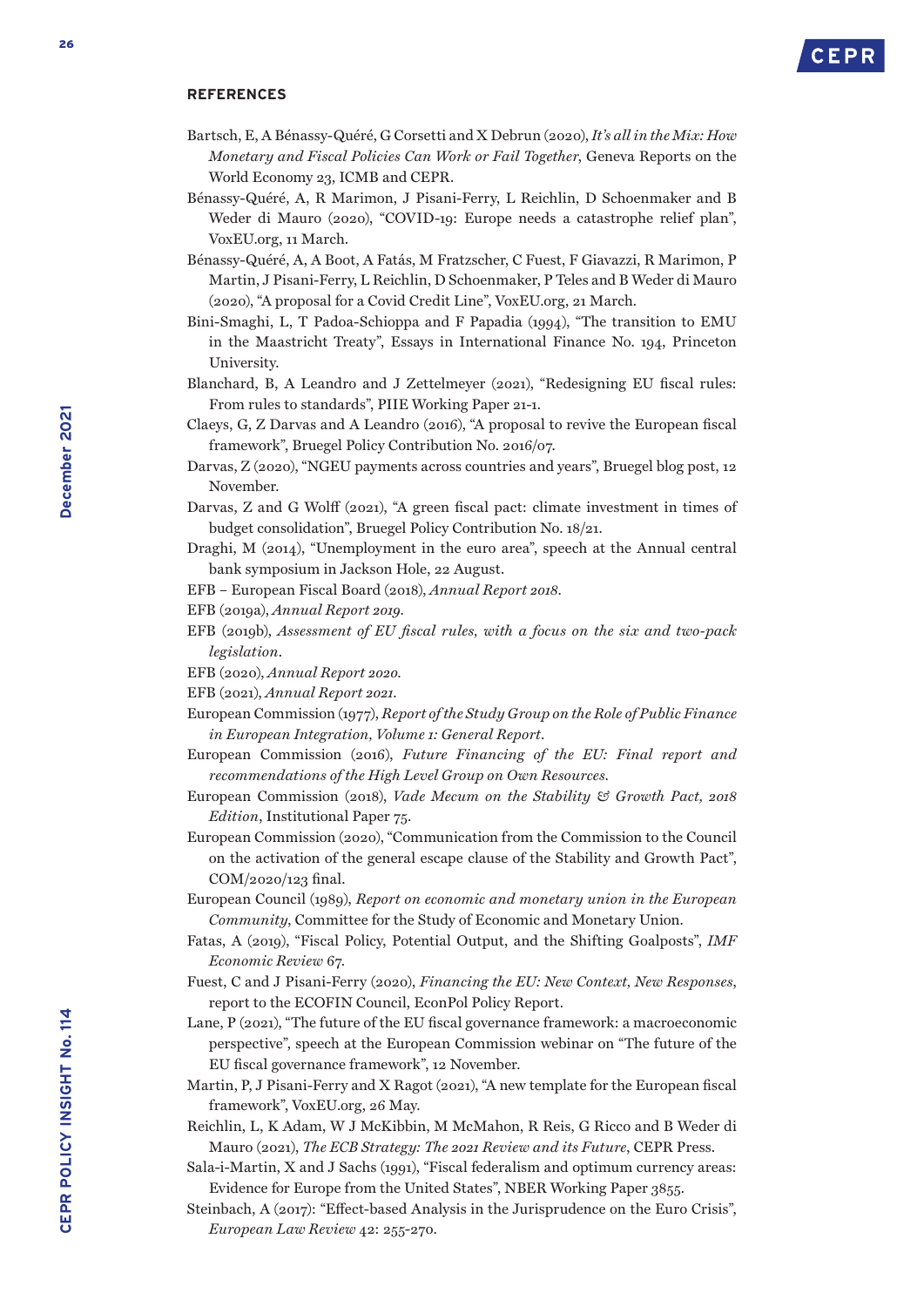## REFERENCES

Bartsch, E, A Bénassy-Quéré, G Corsetti and X Debrun (2020), *It's all in the Mix: How Monetary and Fiscal Policies Can Work or Fail Together*, Geneva Reports on the World Economy 23, ICMB and CEPR.

Bénassy-Quéré, A, R Marimon, J Pisani-Ferry, L Reichlin, D Schoenmaker and B Weder di Mauro (2020), "COVID-19: Europe needs a catastrophe relief plan", VoxEU.org, 11 March.

Bénassy-Quéré, A, A Boot, A Fatás, M Fratzscher, C Fuest, F Giavazzi, R Marimon, P Martin, J Pisani-Ferry, L Reichlin, D Schoenmaker, P Teles and B Weder di Mauro (2020), "A proposal for a Covid Credit Line", VoxEU.org, 21 March.

Bini-Smaghi, L, T Padoa-Schioppa and F Papadia (1994), "The transition to EMU in the Maastricht Treaty", Essays in International Finance No. 194, Princeton University.

Blanchard, B, A Leandro and J Zettelmeyer (2021), "Redesigning EU fiscal rules: From rules to standards", PIIE Working Paper 21-1.

Claeys, G, Z Darvas and A Leandro (2016), "A proposal to revive the European fiscal framework", Bruegel Policy Contribution No. 2016/07.

Darvas, Z (2020), "NGEU payments across countries and years", Bruegel blog post, 12 November.

Darvas, Z and G Wolff (2021), "A green fiscal pact: climate investment in times of budget consolidation", Bruegel Policy Contribution No. 18/21.

Draghi, M (2014), "Unemployment in the euro area", speech at the Annual central bank symposium in Jackson Hole, 22 August.

EFB – European Fiscal Board (2018), *Annual Report 2018*.

EFB (2019a), *Annual Report 2019*.

EFB (2019b), *Assessment of EU fiscal rules, with a focus on the six and two-pack legislation*.

EFB (2020), *Annual Report 2020*.

EFB (2021), *Annual Report 2021*.

European Commission (1977), *Report of the Study Group on the Role of Public Finance in European Integration, Volume 1: General Report*.

European Commission (2016), *Future Financing of the EU: Final report and recommendations of the High Level Group on Own Resources*.

European Commission (2018), *Vade Mecum on the Stability & Growth Pact, 2018 Edition*, Institutional Paper 75.

European Commission (2020), "Communication from the Commission to the Council on the activation of the general escape clause of the Stability and Growth Pact", COM/2020/123 final.

European Council (1989), *Report on economic and monetary union in the European Community*, Committee for the Study of Economic and Monetary Union.

Fatas, A (2019), "Fiscal Policy, Potential Output, and the Shifting Goalposts", *IMF Economic Review* 67.

Fuest, C and J Pisani-Ferry (2020), *Financing the EU: New Context, New Responses*, report to the ECOFIN Council, EconPol Policy Report.

Lane, P (2021), "The future of the EU fiscal governance framework: a macroeconomic perspective", speech at the European Commission webinar on "The future of the EU fiscal governance framework", 12 November.

Martin, P, J Pisani-Ferry and X Ragot (2021), "A new template for the European fiscal framework", VoxEU.org, 26 May.

Reichlin, L, K Adam, W J McKibbin, M McMahon, R Reis, G Ricco and B Weder di Mauro (2021), *The ECB Strategy: The 2021 Review and its Future*, CEPR Press.

Sala-i-Martin, X and J Sachs (1991), "Fiscal federalism and optimum currency areas: Evidence for Europe from the United States", NBER Working Paper 3855.

Steinbach, A (2017): "Effect-based Analysis in the Jurisprudence on the Euro Crisis", *European Law Review* 42: 255-270.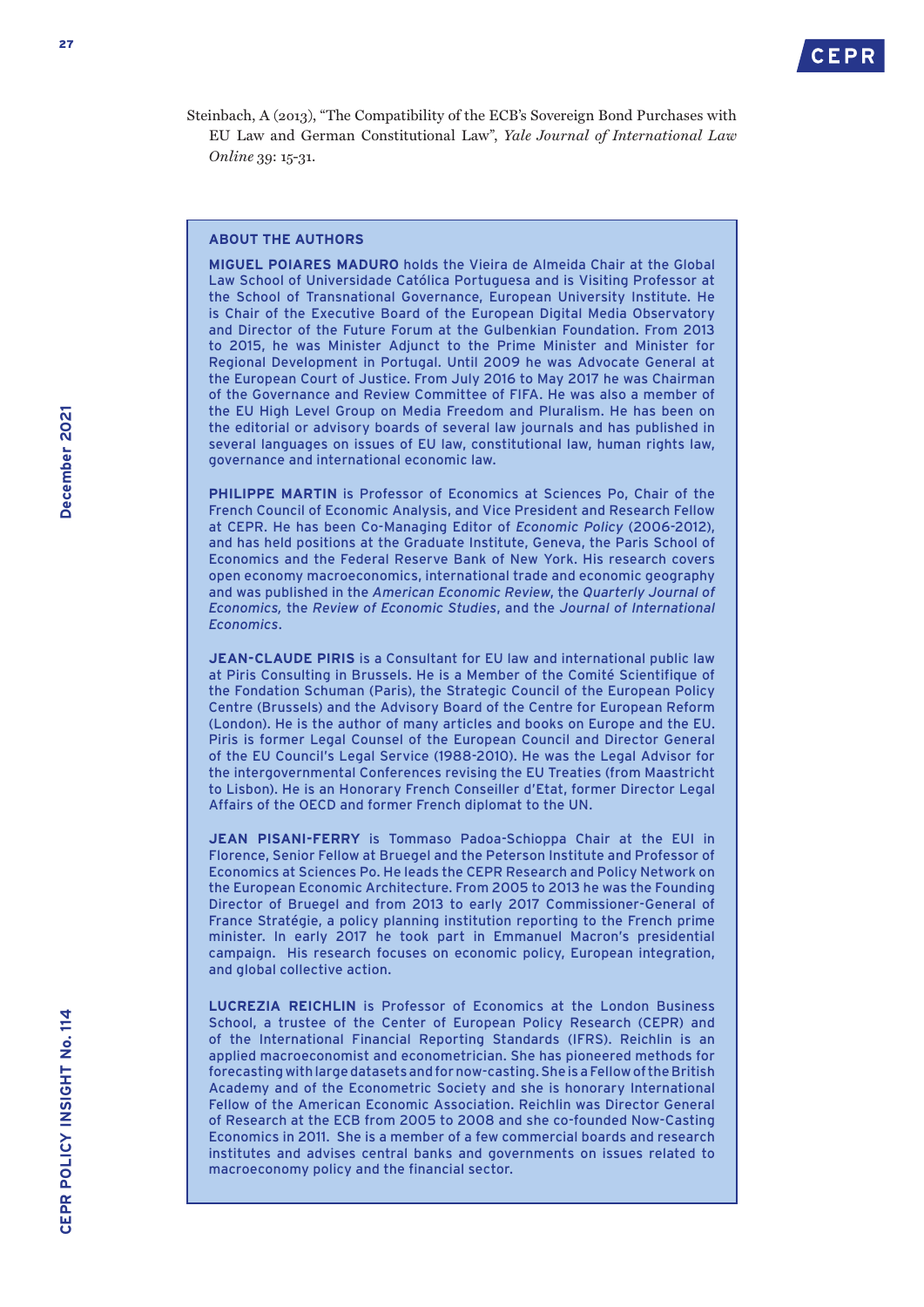Steinbach, A (2013), "The Compatibility of the ECB's Sovereign Bond Purchases with EU Law and German Constitutional Law", *Yale Journal of International Law Online* 39: 15-31.

## ABOUT THE AUTHORS

**MIGUEL POIARES MADURO** holds the Vieira de Almeida Chair at the Global Law School of Universidade Católica Portuguesa and is Visiting Professor at the School of Transnational Governance, European University Institute. He is Chair of the Executive Board of the European Digital Media Observatory and Director of the Future Forum at the Gulbenkian Foundation. From 2013 to 2015, he was Minister Adjunct to the Prime Minister and Minister for Regional Development in Portugal. Until 2009 he was Advocate General at the European Court of Justice. From July 2016 to May 2017 he was Chairman of the Governance and Review Committee of FIFA. He was also a member of the EU High Level Group on Media Freedom and Pluralism. He has been on the editorial or advisory boards of several law journals and has published in several languages on issues of EU law, constitutional law, human rights law, governance and international economic law.

**PHILIPPE MARTIN** is Professor of Economics at Sciences Po, Chair of the French Council of Economic Analysis, and Vice President and Research Fellow at CEPR. He has been Co-Managing Editor of *Economic Policy* (2006-2012), and has held positions at the Graduate Institute, Geneva, the Paris School of Economics and the Federal Reserve Bank of New York. His research covers open economy macroeconomics, international trade and economic geography and was published in the *American Economic Review*, the *Quarterly Journal of Economics,* the *Review of Economic Studies*, and the *Journal of International Economics*.

**JEAN-CLAUDE PIRIS** is a Consultant for EU law and international public law at Piris Consulting in Brussels. He is a Member of the Comité Scientifique of the Fondation Schuman (Paris), the Strategic Council of the European Policy Centre (Brussels) and the Advisory Board of the Centre for European Reform (London). He is the author of many articles and books on Europe and the EU. Piris is former Legal Counsel of the European Council and Director General of the EU Council's Legal Service (1988-2010). He was the Legal Advisor for the intergovernmental Conferences revising the EU Treaties (from Maastricht to Lisbon). He is an Honorary French Conseiller d'Etat, former Director Legal Affairs of the OECD and former French diplomat to the UN.

**JEAN PISANI-FERRY** is Tommaso Padoa-Schioppa Chair at the EUI in Florence, Senior Fellow at Bruegel and the Peterson Institute and Professor of Economics at Sciences Po. He leads the CEPR Research and Policy Network on the European Economic Architecture. From 2005 to 2013 he was the Founding Director of Bruegel and from 2013 to early 2017 Commissioner-General of France Stratégie, a policy planning institution reporting to the French prime minister. In early 2017 he took part in Emmanuel Macron's presidential campaign. His research focuses on economic policy, European integration, and global collective action.

**LUCREZIA REICHLIN** is Professor of Economics at the London Business School, a trustee of the Center of European Policy Research (CEPR) and of the International Financial Reporting Standards (IFRS). Reichlin is an applied macroeconomist and econometrician. She has pioneered methods for forecasting with large datasets and for now-casting. She is a Fellow of the British Academy and of the Econometric Society and she is honorary International Fellow of the American Economic Association. Reichlin was Director General of Research at the ECB from 2005 to 2008 and she co-founded Now-Casting Economics in 2011. She is a member of a few commercial boards and research institutes and advises central banks and governments on issues related to macroeconomy policy and the financial sector.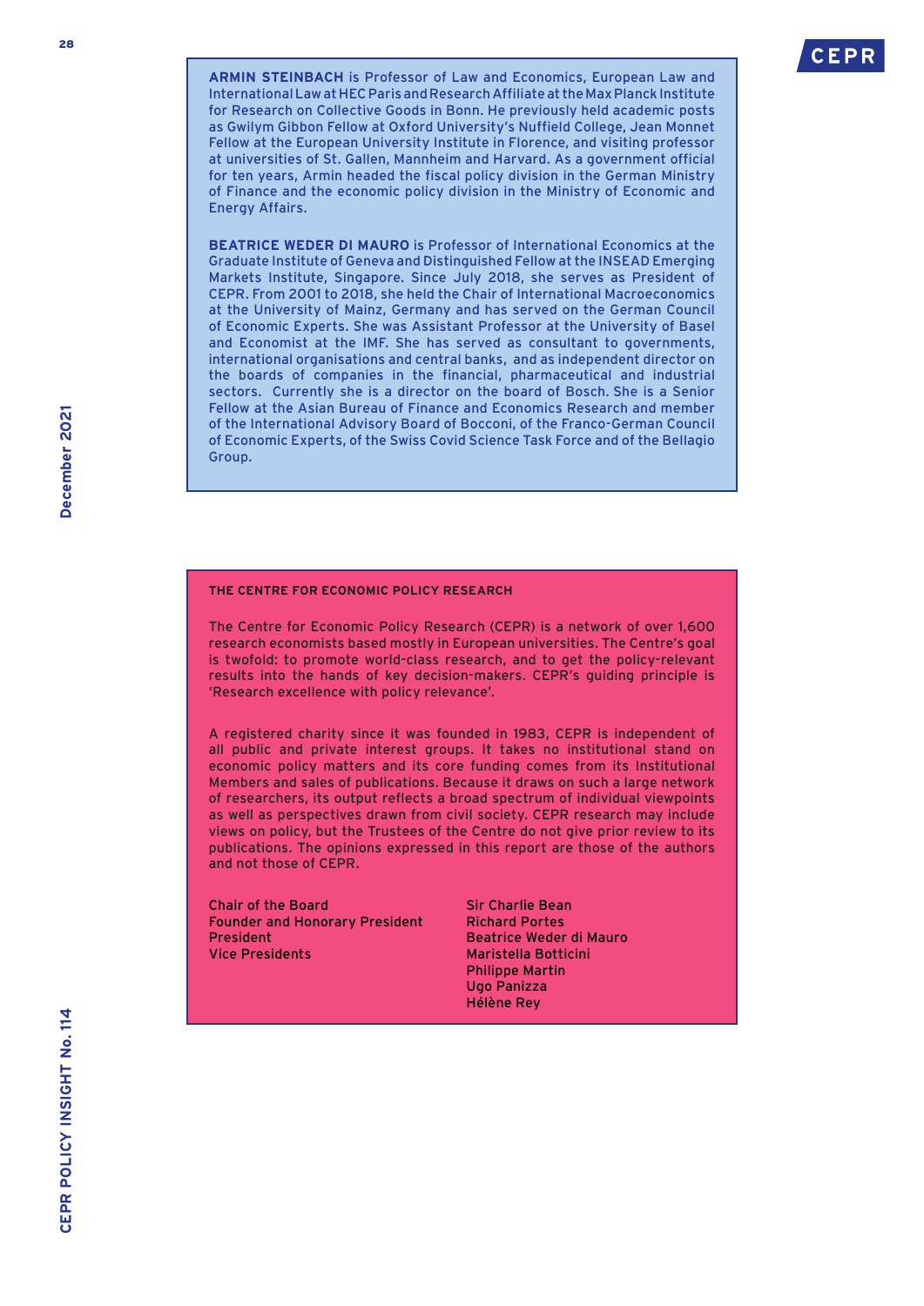**ARMIN STEINBACH** is Professor of Law and Economics, European Law and International Law at HEC Paris and Research Affiliate at the Max Planck Institute for Research on Collective Goods in Bonn. He previously held academic posts as Gwilym Gibbon Fellow at Oxford University's Nuffield College, Jean Monnet Fellow at the European University Institute in Florence, and visiting professor at universities of St. Gallen, Mannheim and Harvard. As a government official for ten years, Armin headed the fiscal policy division in the German Ministry of Finance and the economic policy division in the Ministry of Economic and Energy Affairs.

**BEATRICE WEDER DI MAURO** is Professor of International Economics at the Graduate Institute of Geneva and Distinguished Fellow at the INSEAD Emerging Markets Institute, Singapore. Since July 2018, she serves as President of CEPR. From 2001 to 2018, she held the Chair of International Macroeconomics at the University of Mainz, Germany and has served on the German Council of Economic Experts. She was Assistant Professor at the University of Basel and Economist at the IMF. She has served as consultant to governments, international organisations and central banks, and as independent director on the boards of companies in the financial, pharmaceutical and industrial sectors. Currently she is a director on the board of Bosch. She is a Senior Fellow at the Asian Bureau of Finance and Economics Research and member of the International Advisory Board of Bocconi, of the Franco-German Council of Economic Experts, of the Swiss Covid Science Task Force and of the Bellagio Group.

**THE CENTRE FOR ECONOMIC POLICY RESEARCH**

The Centre for Economic Policy Research (CEPR) is a network of over 1,600 research economists based mostly in European universities. The Centre's goal is twofold: to promote world-class research, and to get the policy-relevant results into the hands of key decision-makers. CEPR's guiding principle is 'Research excellence with policy relevance'.

A registered charity since it was founded in 1983, CEPR is independent of all public and private interest groups. It takes no institutional stand on economic policy matters and its core funding comes from its Institutional Members and sales of publications. Because it draws on such a large network of researchers, its output reflects a broad spectrum of individual viewpoints as well as perspectives drawn from civil society. CEPR research may include views on policy, but the Trustees of the Centre do not give prior review to its publications. The opinions expressed in this report are those of the authors and not those of CEPR.

| | |
|---|---|
| Chair of the Board | Sir Charlie Bean |
| Founder and Honorary President | Richard Portes |
| President | Beatrice Weder di Mauro |
| Vice Presidents | Maristella Botticini |
| | Philippe Martin |
| | Ugo Panizza |
| | Hélène Rey |